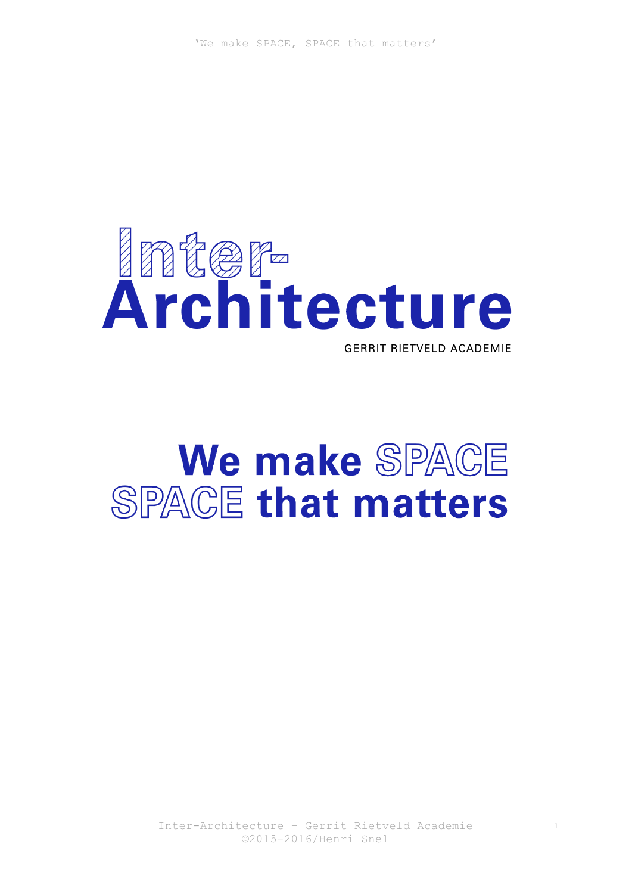# Inter-Architecture

GERRIT RIETVELD ACADEMIE

## We make SPACE SPACE that matters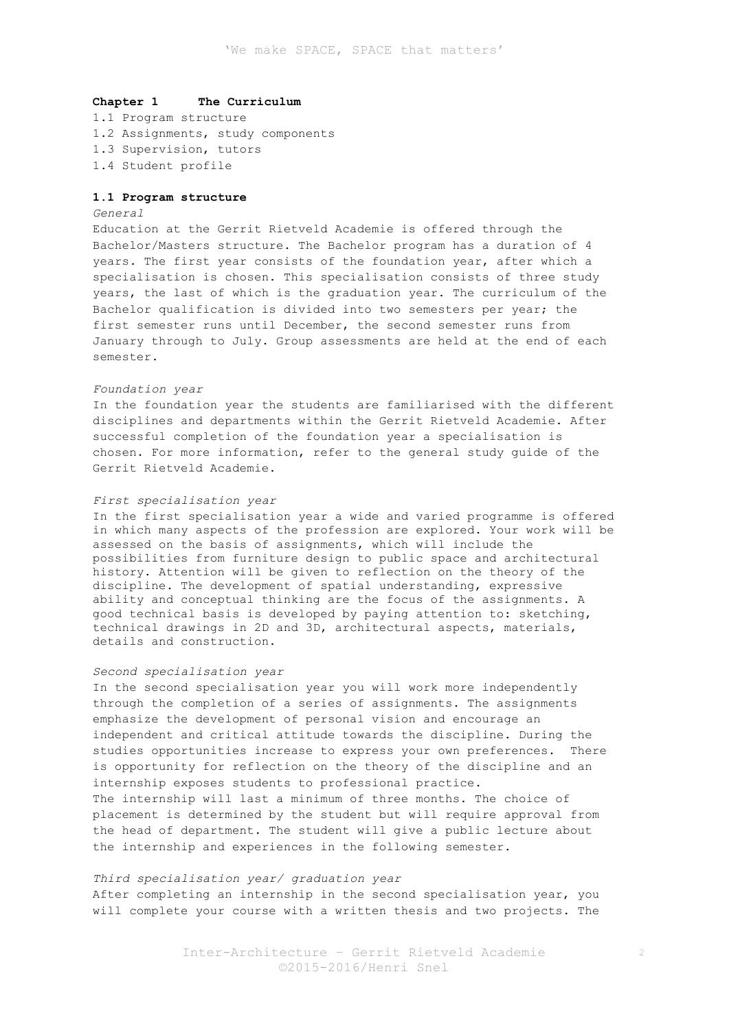## Chapter 1 The Curriculum

1.1 Program structure
1.2 Assignments, study components
1.3 Supervision, tutors
1.4 Student profile

### 1.1 Program structure

*General*

Education at the Gerrit Rietveld Academie is offered through the Bachelor/Masters structure. The Bachelor program has a duration of 4 years. The first year consists of the foundation year, after which a specialisation is chosen. This specialisation consists of three study years, the last of which is the graduation year. The curriculum of the Bachelor qualification is divided into two semesters per year; the first semester runs until December, the second semester runs from January through to July. Group assessments are held at the end of each semester.

*Foundation year*

In the foundation year the students are familiarised with the different disciplines and departments within the Gerrit Rietveld Academie. After successful completion of the foundation year a specialisation is chosen. For more information, refer to the general study guide of the Gerrit Rietveld Academie.

*First specialisation year*

In the first specialisation year a wide and varied programme is offered in which many aspects of the profession are explored. Your work will be assessed on the basis of assignments, which will include the possibilities from furniture design to public space and architectural history. Attention will be given to reflection on the theory of the discipline. The development of spatial understanding, expressive ability and conceptual thinking are the focus of the assignments. A good technical basis is developed by paying attention to: sketching, technical drawings in 2D and 3D, architectural aspects, materials, details and construction.

*Second specialisation year*

In the second specialisation year you will work more independently through the completion of a series of assignments. The assignments emphasize the development of personal vision and encourage an independent and critical attitude towards the discipline. During the studies opportunities increase to express your own preferences. There is opportunity for reflection on the theory of the discipline and an internship exposes students to professional practice.
The internship will last a minimum of three months. The choice of placement is determined by the student but will require approval from the head of department. The student will give a public lecture about the internship and experiences in the following semester.

*Third specialisation year/ graduation year*

After completing an internship in the second specialisation year, you will complete your course with a written thesis and two projects. The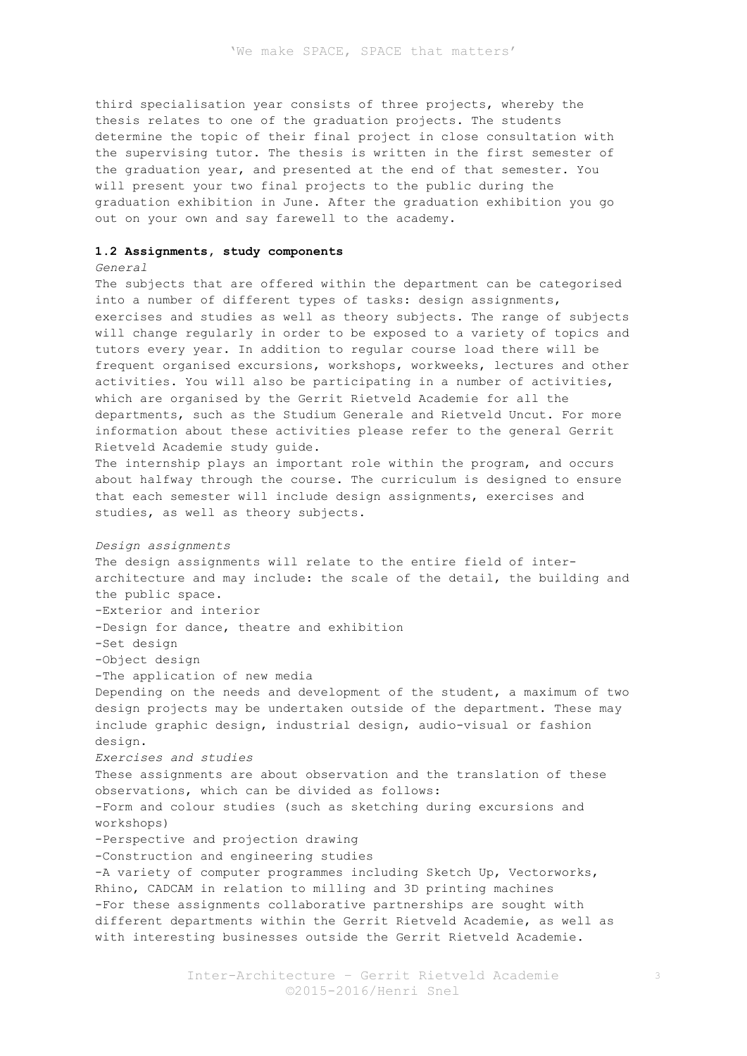third specialisation year consists of three projects, whereby the thesis relates to one of the graduation projects. The students determine the topic of their final project in close consultation with the supervising tutor. The thesis is written in the first semester of the graduation year, and presented at the end of that semester. You will present your two final projects to the public during the graduation exhibition in June. After the graduation exhibition you go out on your own and say farewell to the academy.

### 1.2 Assignments, study components

*General*

The subjects that are offered within the department can be categorised into a number of different types of tasks: design assignments, exercises and studies as well as theory subjects. The range of subjects will change regularly in order to be exposed to a variety of topics and tutors every year. In addition to regular course load there will be frequent organised excursions, workshops, workweeks, lectures and other activities. You will also be participating in a number of activities, which are organised by the Gerrit Rietveld Academie for all the departments, such as the Studium Generale and Rietveld Uncut. For more information about these activities please refer to the general Gerrit Rietveld Academie study guide.

The internship plays an important role within the program, and occurs about halfway through the course. The curriculum is designed to ensure that each semester will include design assignments, exercises and studies, as well as theory subjects.

*Design assignments*

The design assignments will relate to the entire field of inter-architecture and may include: the scale of the detail, the building and the public space.

- Exterior and interior
- Design for dance, theatre and exhibition
- Set design
- Object design
- The application of new media

Depending on the needs and development of the student, a maximum of two design projects may be undertaken outside of the department. These may include graphic design, industrial design, audio-visual or fashion design.

*Exercises and studies*

These assignments are about observation and the translation of these observations, which can be divided as follows:

- Form and colour studies (such as sketching during excursions and workshops)
- Perspective and projection drawing
- Construction and engineering studies
- A variety of computer programmes including Sketch Up, Vectorworks, Rhino, CADCAM in relation to milling and 3D printing machines
- For these assignments collaborative partnerships are sought with different departments within the Gerrit Rietveld Academie, as well as with interesting businesses outside the Gerrit Rietveld Academie.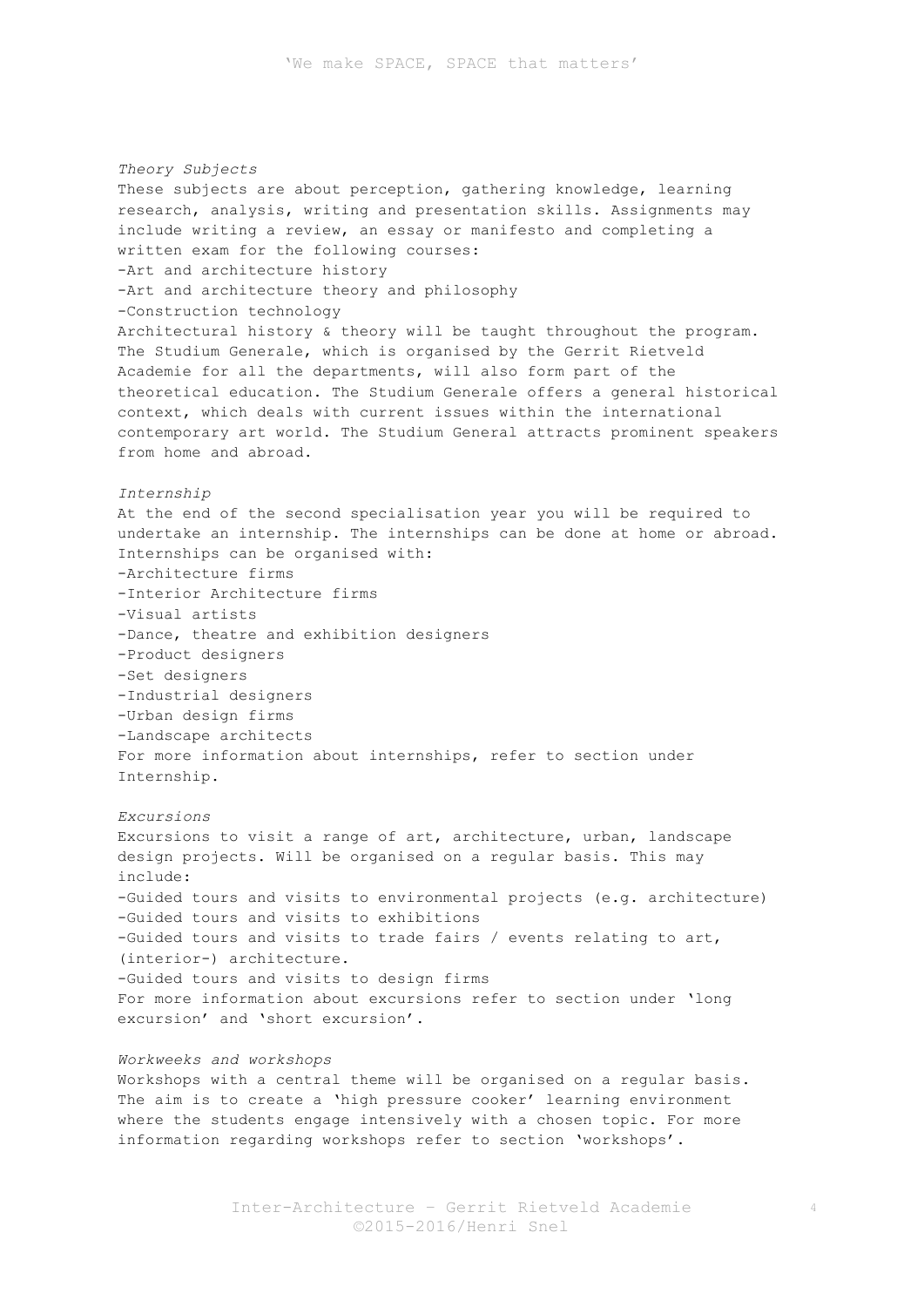*Theory Subjects*

These subjects are about perception, gathering knowledge, learning research, analysis, writing and presentation skills. Assignments may include writing a review, an essay or manifesto and completing a written exam for the following courses:

- Art and architecture history
- Art and architecture theory and philosophy
- Construction technology

Architectural history & theory will be taught throughout the program. The Studium Generale, which is organised by the Gerrit Rietveld Academie for all the departments, will also form part of the theoretical education. The Studium Generale offers a general historical context, which deals with current issues within the international contemporary art world. The Studium General attracts prominent speakers from home and abroad.

*Internship*

At the end of the second specialisation year you will be required to undertake an internship. The internships can be done at home or abroad. Internships can be organised with:

- Architecture firms
- Interior Architecture firms
- Visual artists
- Dance, theatre and exhibition designers
- Product designers
- Set designers
- Industrial designers
- Urban design firms
- Landscape architects

For more information about internships, refer to section under Internship.

*Excursions*

Excursions to visit a range of art, architecture, urban, landscape design projects. Will be organised on a regular basis. This may include:

- Guided tours and visits to environmental projects (e.g. architecture)
- Guided tours and visits to exhibitions
- Guided tours and visits to trade fairs / events relating to art, (interior-) architecture.
- Guided tours and visits to design firms

For more information about excursions refer to section under 'long excursion' and 'short excursion'.

*Workweeks and workshops*

Workshops with a central theme will be organised on a regular basis. The aim is to create a 'high pressure cooker' learning environment where the students engage intensively with a chosen topic. For more information regarding workshops refer to section 'workshops'.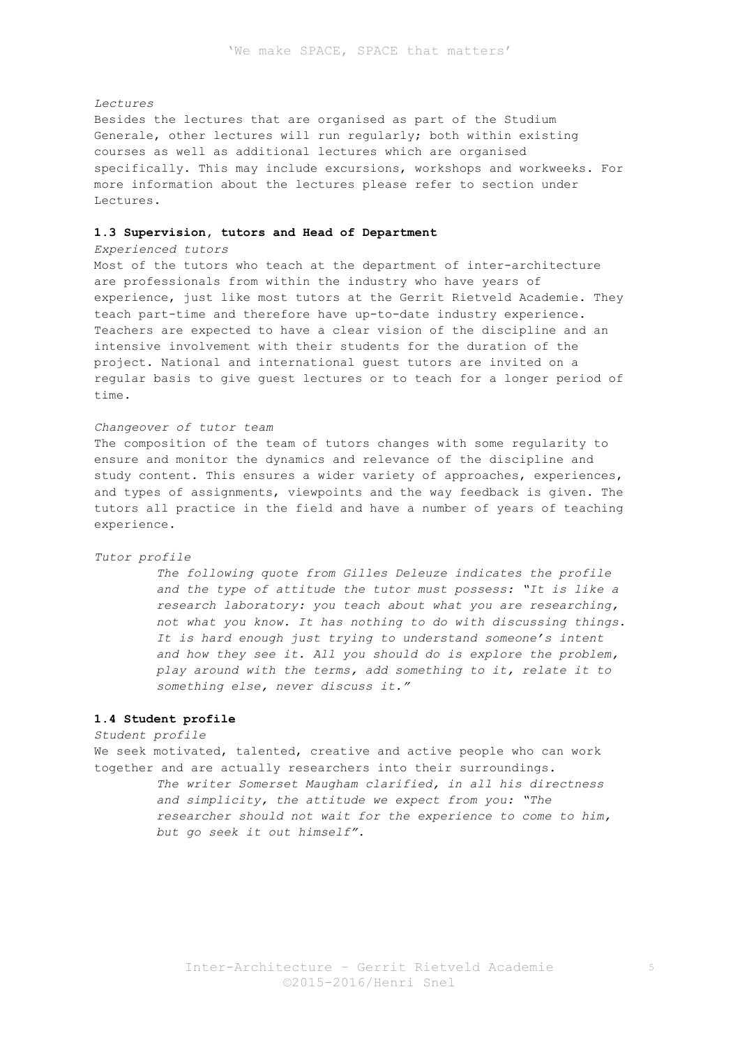*Lectures*

Besides the lectures that are organised as part of the Studium Generale, other lectures will run regularly; both within existing courses as well as additional lectures which are organised specifically. This may include excursions, workshops and workweeks. For more information about the lectures please refer to section under Lectures.

### 1.3 Supervision, tutors and Head of Department

*Experienced tutors*

Most of the tutors who teach at the department of inter-architecture are professionals from within the industry who have years of experience, just like most tutors at the Gerrit Rietveld Academie. They teach part-time and therefore have up-to-date industry experience. Teachers are expected to have a clear vision of the discipline and an intensive involvement with their students for the duration of the project. National and international guest tutors are invited on a regular basis to give guest lectures or to teach for a longer period of time.

*Changeover of tutor team*

The composition of the team of tutors changes with some regularity to ensure and monitor the dynamics and relevance of the discipline and study content. This ensures a wider variety of approaches, experiences, and types of assignments, viewpoints and the way feedback is given. The tutors all practice in the field and have a number of years of teaching experience.

*Tutor profile*

> *The following quote from Gilles Deleuze indicates the profile and the type of attitude the tutor must possess: "It is like a research laboratory: you teach about what you are researching, not what you know. It has nothing to do with discussing things. It is hard enough just trying to understand someone's intent and how they see it. All you should do is explore the problem, play around with the terms, add something to it, relate it to something else, never discuss it."*

### 1.4 Student profile

*Student profile*

We seek motivated, talented, creative and active people who can work together and are actually researchers into their surroundings.

> *The writer Somerset Maugham clarified, in all his directness and simplicity, the attitude we expect from you: "The researcher should not wait for the experience to come to him, but go seek it out himself".*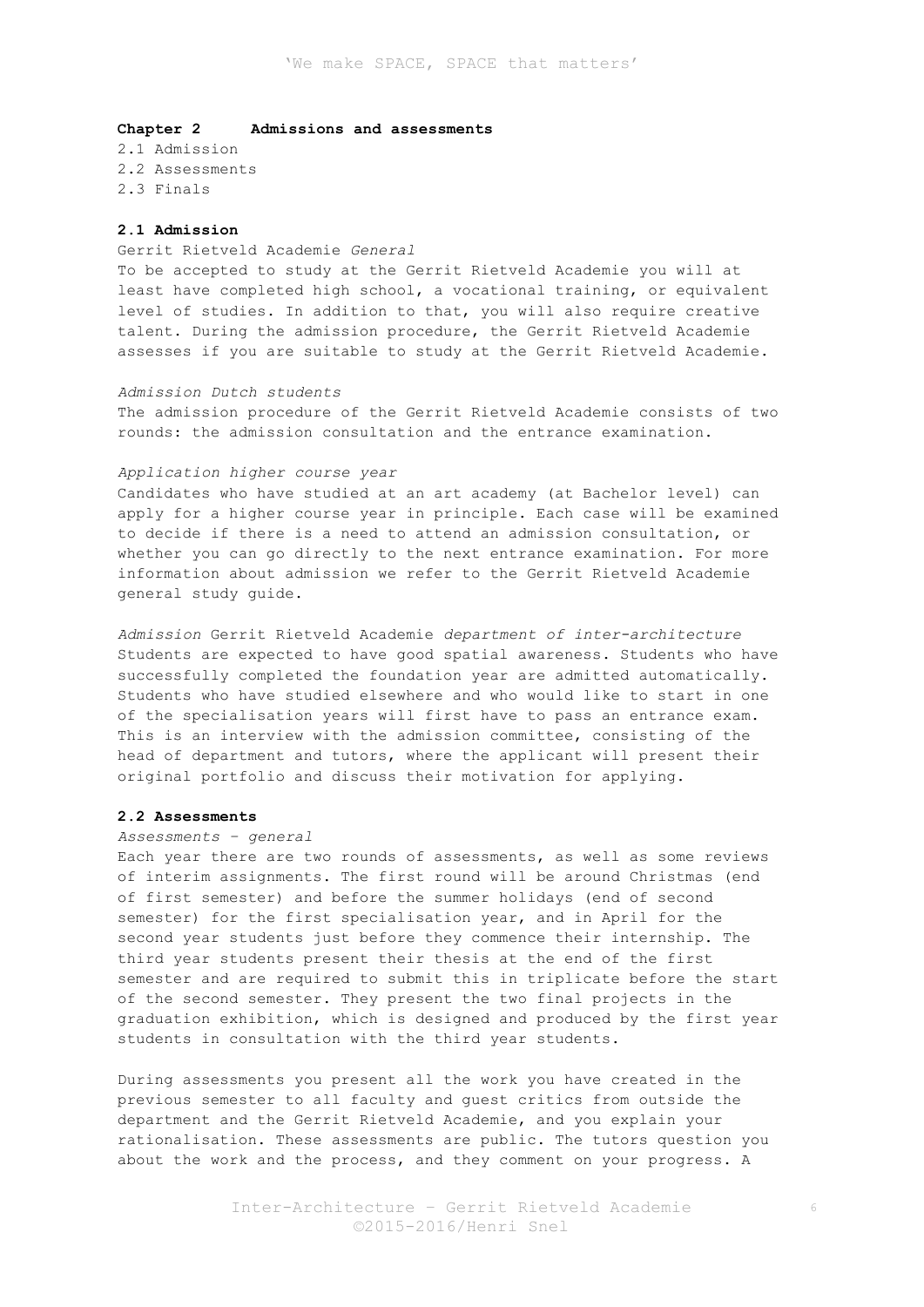## Chapter 2 Admissions and assessments

2.1 Admission
2.2 Assessments
2.3 Finals

### 2.1 Admission

Gerrit Rietveld Academie *General*

To be accepted to study at the Gerrit Rietveld Academie you will at least have completed high school, a vocational training, or equivalent level of studies. In addition to that, you will also require creative talent. During the admission procedure, the Gerrit Rietveld Academie assesses if you are suitable to study at the Gerrit Rietveld Academie.

*Admission Dutch students*

The admission procedure of the Gerrit Rietveld Academie consists of two rounds: the admission consultation and the entrance examination.

*Application higher course year*

Candidates who have studied at an art academy (at Bachelor level) can apply for a higher course year in principle. Each case will be examined to decide if there is a need to attend an admission consultation, or whether you can go directly to the next entrance examination. For more information about admission we refer to the Gerrit Rietveld Academie general study guide.

*Admission* Gerrit Rietveld Academie *department of inter-architecture*

Students are expected to have good spatial awareness. Students who have successfully completed the foundation year are admitted automatically. Students who have studied elsewhere and who would like to start in one of the specialisation years will first have to pass an entrance exam. This is an interview with the admission committee, consisting of the head of department and tutors, where the applicant will present their original portfolio and discuss their motivation for applying.

### 2.2 Assessments

*Assessments – general*

Each year there are two rounds of assessments, as well as some reviews of interim assignments. The first round will be around Christmas (end of first semester) and before the summer holidays (end of second semester) for the first specialisation year, and in April for the second year students just before they commence their internship. The third year students present their thesis at the end of the first semester and are required to submit this in triplicate before the start of the second semester. They present the two final projects in the graduation exhibition, which is designed and produced by the first year students in consultation with the third year students.

During assessments you present all the work you have created in the previous semester to all faculty and guest critics from outside the department and the Gerrit Rietveld Academie, and you explain your rationalisation. These assessments are public. The tutors question you about the work and the process, and they comment on your progress. A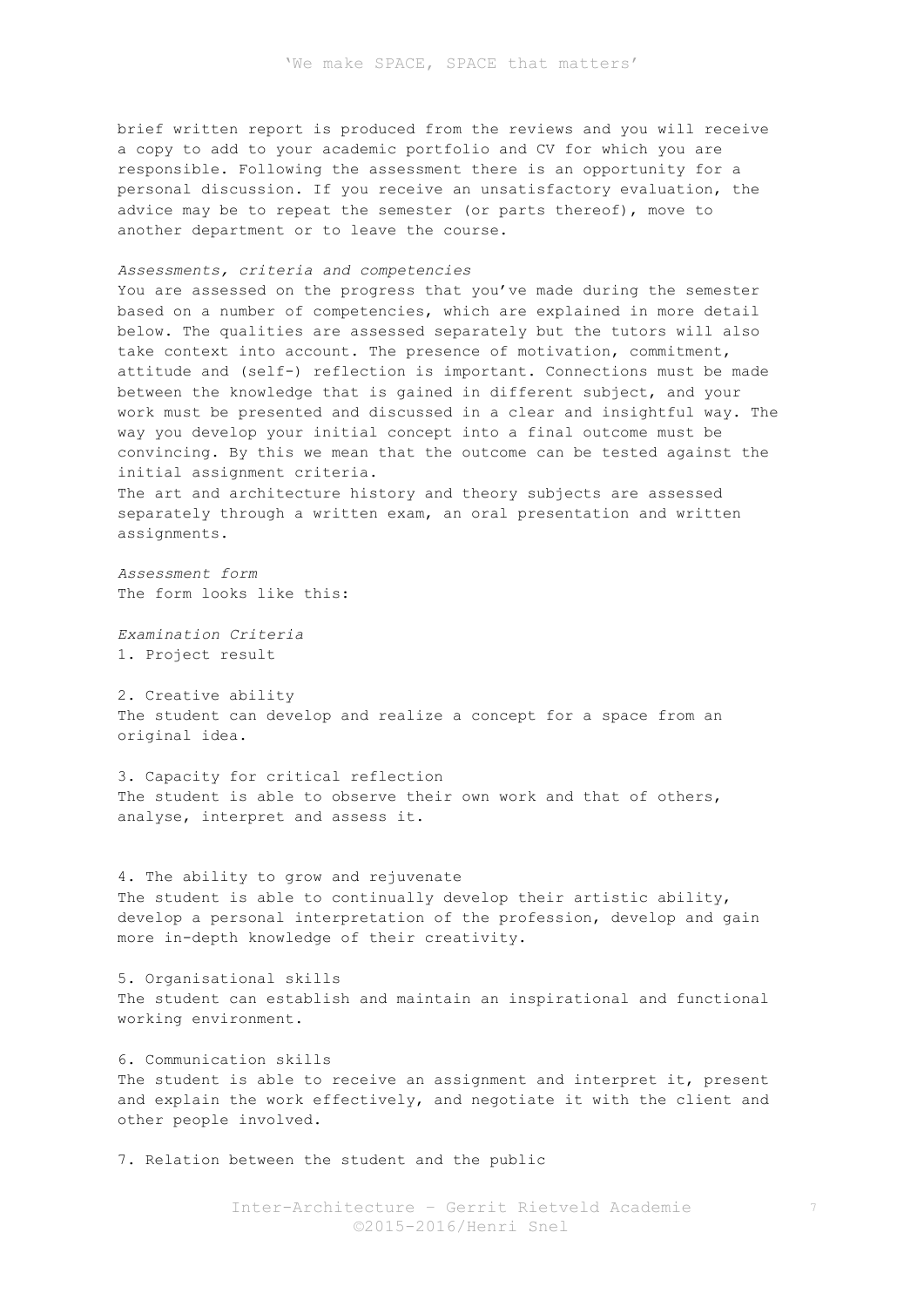brief written report is produced from the reviews and you will receive a copy to add to your academic portfolio and CV for which you are responsible. Following the assessment there is an opportunity for a personal discussion. If you receive an unsatisfactory evaluation, the advice may be to repeat the semester (or parts thereof), move to another department or to leave the course.

*Assessments, criteria and competencies*
You are assessed on the progress that you've made during the semester based on a number of competencies, which are explained in more detail below. The qualities are assessed separately but the tutors will also take context into account. The presence of motivation, commitment, attitude and (self-) reflection is important. Connections must be made between the knowledge that is gained in different subject, and your work must be presented and discussed in a clear and insightful way. The way you develop your initial concept into a final outcome must be convincing. By this we mean that the outcome can be tested against the initial assignment criteria.
The art and architecture history and theory subjects are assessed separately through a written exam, an oral presentation and written assignments.

*Assessment form*
The form looks like this:

*Examination Criteria*
1. Project result

2. Creative ability
The student can develop and realize a concept for a space from an original idea.

3. Capacity for critical reflection
The student is able to observe their own work and that of others, analyse, interpret and assess it.

4. The ability to grow and rejuvenate
The student is able to continually develop their artistic ability, develop a personal interpretation of the profession, develop and gain more in-depth knowledge of their creativity.

5. Organisational skills
The student can establish and maintain an inspirational and functional working environment.

6. Communication skills
The student is able to receive an assignment and interpret it, present and explain the work effectively, and negotiate it with the client and other people involved.

7. Relation between the student and the public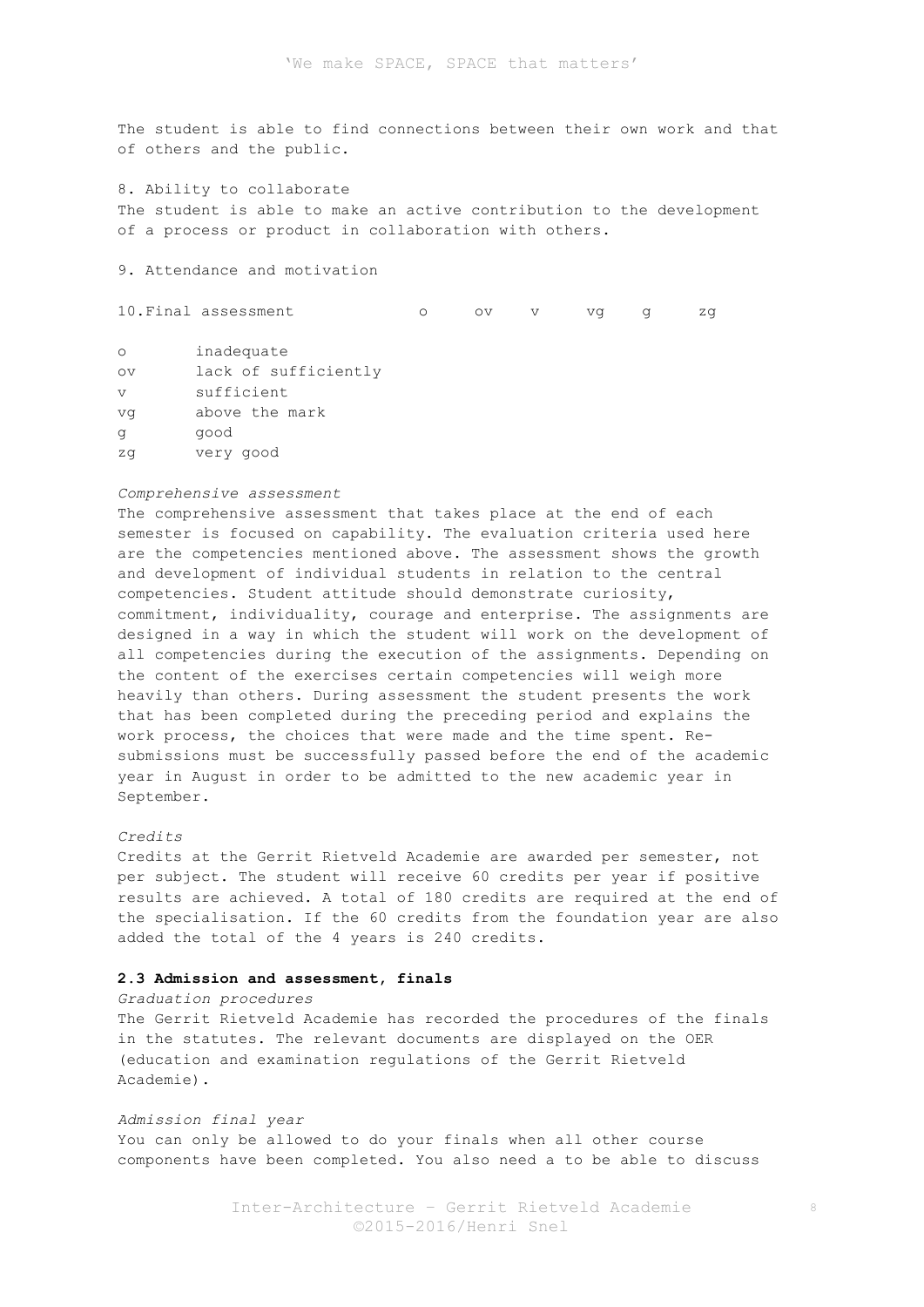The student is able to find connections between their own work and that of others and the public.

8. Ability to collaborate
The student is able to make an active contribution to the development of a process or product in collaboration with others.

9. Attendance and motivation

10.Final assessment o ov v vg g zg

| | |
|---|---|
| o | inadequate |
| ov | lack of sufficiently |
| v | sufficient |
| vg | above the mark |
| g | good |
| zg | very good |

*Comprehensive assessment*
The comprehensive assessment that takes place at the end of each semester is focused on capability. The evaluation criteria used here are the competencies mentioned above. The assessment shows the growth and development of individual students in relation to the central competencies. Student attitude should demonstrate curiosity, commitment, individuality, courage and enterprise. The assignments are designed in a way in which the student will work on the development of all competencies during the execution of the assignments. Depending on the content of the exercises certain competencies will weigh more heavily than others. During assessment the student presents the work that has been completed during the preceding period and explains the work process, the choices that were made and the time spent. Re-submissions must be successfully passed before the end of the academic year in August in order to be admitted to the new academic year in September.

*Credits*
Credits at the Gerrit Rietveld Academie are awarded per semester, not per subject. The student will receive 60 credits per year if positive results are achieved. A total of 180 credits are required at the end of the specialisation. If the 60 credits from the foundation year are also added the total of the 4 years is 240 credits.

**2.3 Admission and assessment, finals**

*Graduation procedures*
The Gerrit Rietveld Academie has recorded the procedures of the finals in the statutes. The relevant documents are displayed on the OER (education and examination regulations of the Gerrit Rietveld Academie).

*Admission final year*
You can only be allowed to do your finals when all other course components have been completed. You also need a to be able to discuss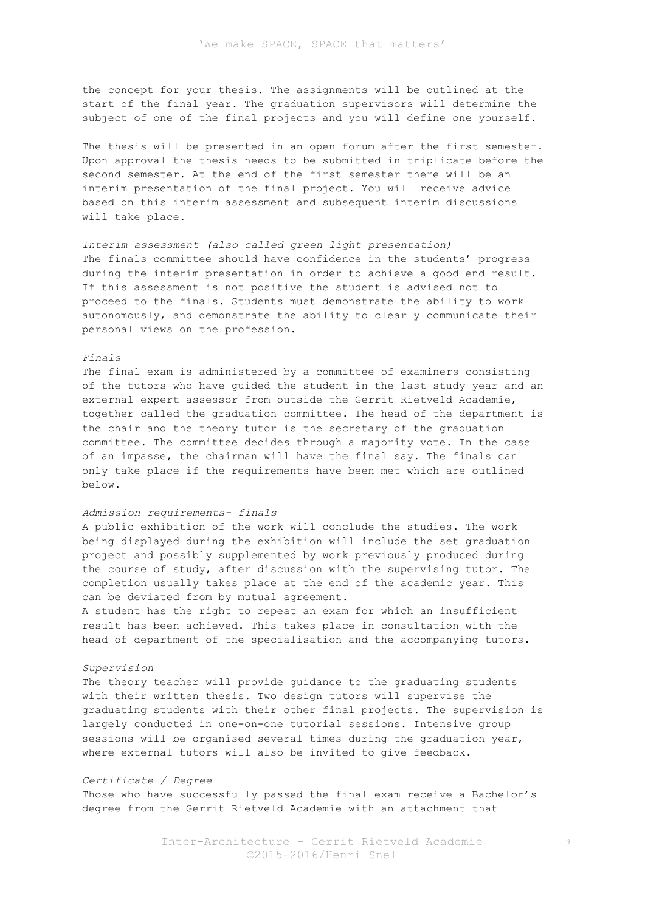the concept for your thesis. The assignments will be outlined at the start of the final year. The graduation supervisors will determine the subject of one of the final projects and you will define one yourself.

The thesis will be presented in an open forum after the first semester. Upon approval the thesis needs to be submitted in triplicate before the second semester. At the end of the first semester there will be an interim presentation of the final project. You will receive advice based on this interim assessment and subsequent interim discussions will take place.

*Interim assessment (also called green light presentation)*
The finals committee should have confidence in the students' progress during the interim presentation in order to achieve a good end result. If this assessment is not positive the student is advised not to proceed to the finals. Students must demonstrate the ability to work autonomously, and demonstrate the ability to clearly communicate their personal views on the profession.

*Finals*
The final exam is administered by a committee of examiners consisting of the tutors who have guided the student in the last study year and an external expert assessor from outside the Gerrit Rietveld Academie, together called the graduation committee. The head of the department is the chair and the theory tutor is the secretary of the graduation committee. The committee decides through a majority vote. In the case of an impasse, the chairman will have the final say. The finals can only take place if the requirements have been met which are outlined below.

*Admission requirements- finals*
A public exhibition of the work will conclude the studies. The work being displayed during the exhibition will include the set graduation project and possibly supplemented by work previously produced during the course of study, after discussion with the supervising tutor. The completion usually takes place at the end of the academic year. This can be deviated from by mutual agreement.
A student has the right to repeat an exam for which an insufficient result has been achieved. This takes place in consultation with the head of department of the specialisation and the accompanying tutors.

*Supervision*
The theory teacher will provide guidance to the graduating students with their written thesis. Two design tutors will supervise the graduating students with their other final projects. The supervision is largely conducted in one-on-one tutorial sessions. Intensive group sessions will be organised several times during the graduation year, where external tutors will also be invited to give feedback.

*Certificate / Degree*
Those who have successfully passed the final exam receive a Bachelor's degree from the Gerrit Rietveld Academie with an attachment that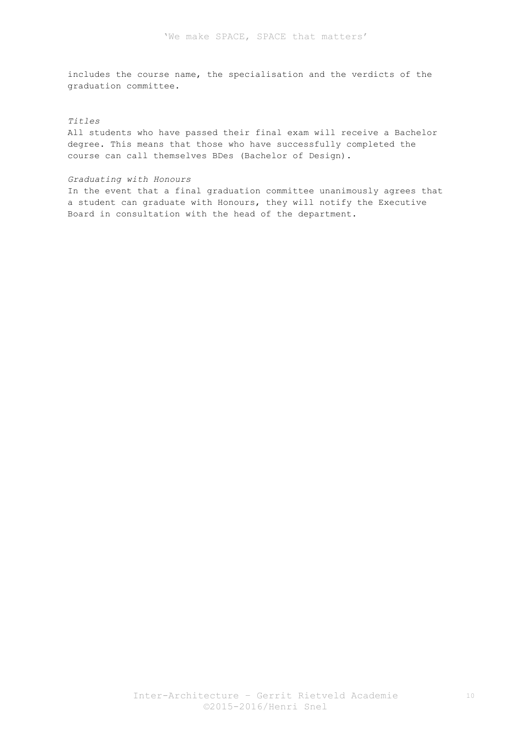includes the course name, the specialisation and the verdicts of the graduation committee.

*Titles*

All students who have passed their final exam will receive a Bachelor degree. This means that those who have successfully completed the course can call themselves BDes (Bachelor of Design).

*Graduating with Honours*

In the event that a final graduation committee unanimously agrees that a student can graduate with Honours, they will notify the Executive Board in consultation with the head of the department.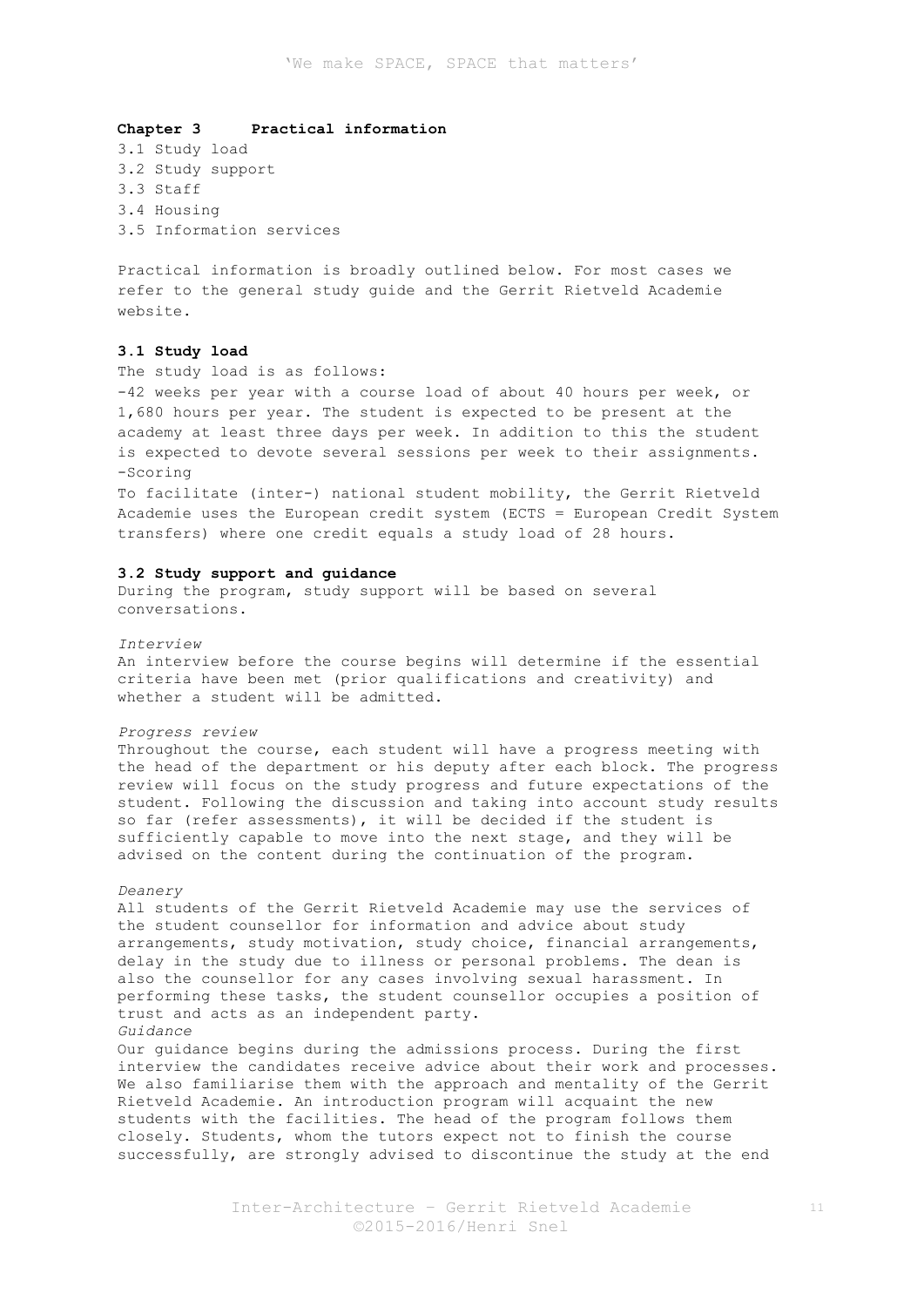## Chapter 3 Practical information

3.1 Study load
3.2 Study support
3.3 Staff
3.4 Housing
3.5 Information services

Practical information is broadly outlined below. For most cases we refer to the general study guide and the Gerrit Rietveld Academie website.

### 3.1 Study load

The study load is as follows:
-42 weeks per year with a course load of about 40 hours per week, or 1,680 hours per year. The student is expected to be present at the academy at least three days per week. In addition to this the student is expected to devote several sessions per week to their assignments.
-Scoring
To facilitate (inter-) national student mobility, the Gerrit Rietveld Academie uses the European credit system (ECTS = European Credit System transfers) where one credit equals a study load of 28 hours.

### 3.2 Study support and guidance

During the program, study support will be based on several conversations.

*Interview*
An interview before the course begins will determine if the essential criteria have been met (prior qualifications and creativity) and whether a student will be admitted.

*Progress review*
Throughout the course, each student will have a progress meeting with the head of the department or his deputy after each block. The progress review will focus on the study progress and future expectations of the student. Following the discussion and taking into account study results so far (refer assessments), it will be decided if the student is sufficiently capable to move into the next stage, and they will be advised on the content during the continuation of the program.

*Deanery*
All students of the Gerrit Rietveld Academie may use the services of the student counsellor for information and advice about study arrangements, study motivation, study choice, financial arrangements, delay in the study due to illness or personal problems. The dean is also the counsellor for any cases involving sexual harassment. In performing these tasks, the student counsellor occupies a position of trust and acts as an independent party.

*Guidance*
Our guidance begins during the admissions process. During the first interview the candidates receive advice about their work and processes. We also familiarise them with the approach and mentality of the Gerrit Rietveld Academie. An introduction program will acquaint the new students with the facilities. The head of the program follows them closely. Students, whom the tutors expect not to finish the course successfully, are strongly advised to discontinue the study at the end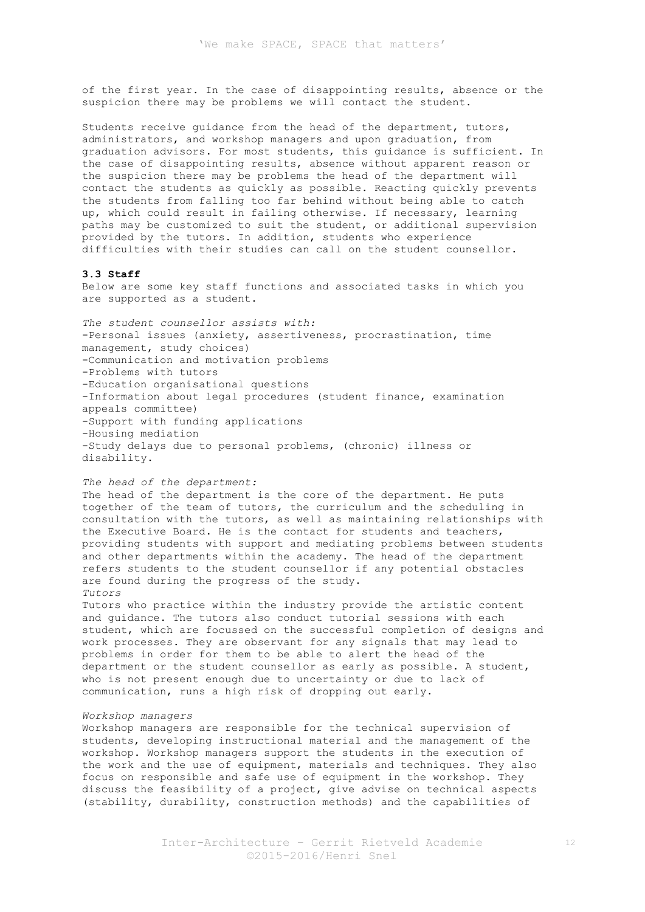of the first year. In the case of disappointing results, absence or the suspicion there may be problems we will contact the student.

Students receive guidance from the head of the department, tutors, administrators, and workshop managers and upon graduation, from graduation advisors. For most students, this guidance is sufficient. In the case of disappointing results, absence without apparent reason or the suspicion there may be problems the head of the department will contact the students as quickly as possible. Reacting quickly prevents the students from falling too far behind without being able to catch up, which could result in failing otherwise. If necessary, learning paths may be customized to suit the student, or additional supervision provided by the tutors. In addition, students who experience difficulties with their studies can call on the student counsellor.

### 3.3 Staff

Below are some key staff functions and associated tasks in which you are supported as a student.

*The student counsellor assists with:*

- Personal issues (anxiety, assertiveness, procrastination, time management, study choices)
- Communication and motivation problems
- Problems with tutors
- Education organisational questions
- Information about legal procedures (student finance, examination appeals committee)
- Support with funding applications
- Housing mediation
- Study delays due to personal problems, (chronic) illness or disability.

*The head of the department:*

The head of the department is the core of the department. He puts together of the team of tutors, the curriculum and the scheduling in consultation with the tutors, as well as maintaining relationships with the Executive Board. He is the contact for students and teachers, providing students with support and mediating problems between students and other departments within the academy. The head of the department refers students to the student counsellor if any potential obstacles are found during the progress of the study.

*Tutors*

Tutors who practice within the industry provide the artistic content and guidance. The tutors also conduct tutorial sessions with each student, which are focussed on the successful completion of designs and work processes. They are observant for any signals that may lead to problems in order for them to be able to alert the head of the department or the student counsellor as early as possible. A student, who is not present enough due to uncertainty or due to lack of communication, runs a high risk of dropping out early.

*Workshop managers*

Workshop managers are responsible for the technical supervision of students, developing instructional material and the management of the workshop. Workshop managers support the students in the execution of the work and the use of equipment, materials and techniques. They also focus on responsible and safe use of equipment in the workshop. They discuss the feasibility of a project, give advise on technical aspects (stability, durability, construction methods) and the capabilities of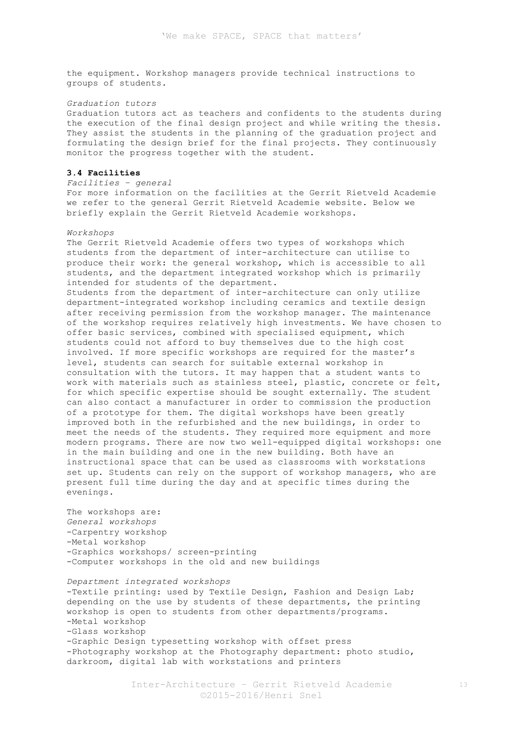the equipment. Workshop managers provide technical instructions to groups of students.

*Graduation tutors*
Graduation tutors act as teachers and confidents to the students during the execution of the final design project and while writing the thesis. They assist the students in the planning of the graduation project and formulating the design brief for the final projects. They continuously monitor the progress together with the student.

### 3.4 Facilities

*Facilities – general*
For more information on the facilities at the Gerrit Rietveld Academie we refer to the general Gerrit Rietveld Academie website. Below we briefly explain the Gerrit Rietveld Academie workshops.

*Workshops*
The Gerrit Rietveld Academie offers two types of workshops which students from the department of inter-architecture can utilise to produce their work: the general workshop, which is accessible to all students, and the department integrated workshop which is primarily intended for students of the department.
Students from the department of inter-architecture can only utilize department-integrated workshop including ceramics and textile design after receiving permission from the workshop manager. The maintenance of the workshop requires relatively high investments. We have chosen to offer basic services, combined with specialised equipment, which students could not afford to buy themselves due to the high cost involved. If more specific workshops are required for the master's level, students can search for suitable external workshop in consultation with the tutors. It may happen that a student wants to work with materials such as stainless steel, plastic, concrete or felt, for which specific expertise should be sought externally. The student can also contact a manufacturer in order to commission the production of a prototype for them. The digital workshops have been greatly improved both in the refurbished and the new buildings, in order to meet the needs of the students. They required more equipment and more modern programs. There are now two well-equipped digital workshops: one in the main building and one in the new building. Both have an instructional space that can be used as classrooms with workstations set up. Students can rely on the support of workshop managers, who are present full time during the day and at specific times during the evenings.

The workshops are:
*General workshops*
- Carpentry workshop
- Metal workshop
- Graphics workshops/ screen-printing
- Computer workshops in the old and new buildings

*Department integrated workshops*
- Textile printing: used by Textile Design, Fashion and Design Lab; depending on the use by students of these departments, the printing workshop is open to students from other departments/programs.
- Metal workshop
- Glass workshop
- Graphic Design typesetting workshop with offset press
- Photography workshop at the Photography department: photo studio, darkroom, digital lab with workstations and printers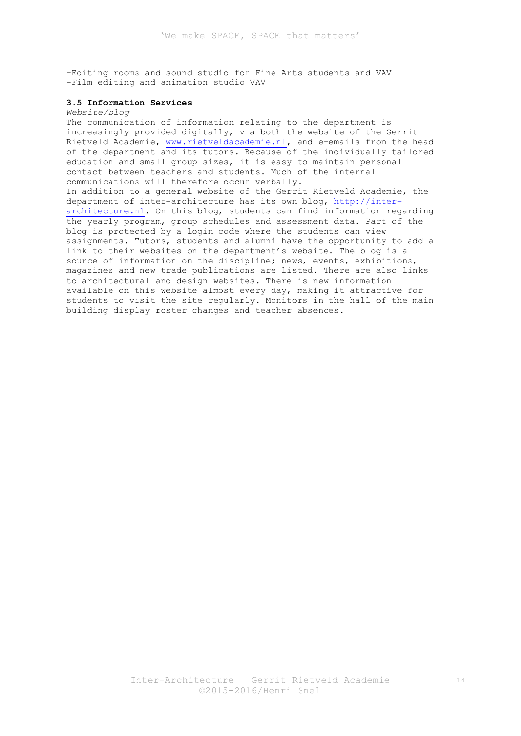-Editing rooms and sound studio for Fine Arts students and VAV
-Film editing and animation studio VAV

### 3.5 Information Services

*Website/blog*

The communication of information relating to the department is increasingly provided digitally, via both the website of the Gerrit Rietveld Academie, www.rietveldacademie.nl, and e-emails from the head of the department and its tutors. Because of the individually tailored education and small group sizes, it is easy to maintain personal contact between teachers and students. Much of the internal communications will therefore occur verbally.
In addition to a general website of the Gerrit Rietveld Academie, the department of inter-architecture has its own blog, http://inter-architecture.nl. On this blog, students can find information regarding the yearly program, group schedules and assessment data. Part of the blog is protected by a login code where the students can view assignments. Tutors, students and alumni have the opportunity to add a link to their websites on the department's website. The blog is a source of information on the discipline; news, events, exhibitions, magazines and new trade publications are listed. There are also links to architectural and design websites. There is new information available on this website almost every day, making it attractive for students to visit the site regularly. Monitors in the hall of the main building display roster changes and teacher absences.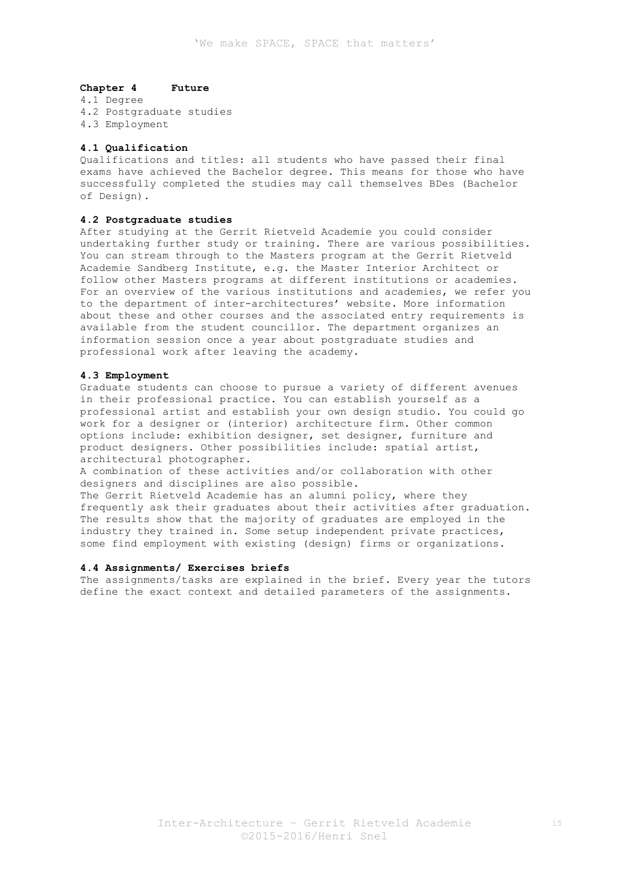## Chapter 4 Future

4.1 Degree
4.2 Postgraduate studies
4.3 Employment

### 4.1 Qualification

Qualifications and titles: all students who have passed their final exams have achieved the Bachelor degree. This means for those who have successfully completed the studies may call themselves BDes (Bachelor of Design).

### 4.2 Postgraduate studies

After studying at the Gerrit Rietveld Academie you could consider undertaking further study or training. There are various possibilities. You can stream through to the Masters program at the Gerrit Rietveld Academie Sandberg Institute, e.g. the Master Interior Architect or follow other Masters programs at different institutions or academies. For an overview of the various institutions and academies, we refer you to the department of inter-architectures' website. More information about these and other courses and the associated entry requirements is available from the student councillor. The department organizes an information session once a year about postgraduate studies and professional work after leaving the academy.

### 4.3 Employment

Graduate students can choose to pursue a variety of different avenues in their professional practice. You can establish yourself as a professional artist and establish your own design studio. You could go work for a designer or (interior) architecture firm. Other common options include: exhibition designer, set designer, furniture and product designers. Other possibilities include: spatial artist, architectural photographer.

A combination of these activities and/or collaboration with other designers and disciplines are also possible.

The Gerrit Rietveld Academie has an alumni policy, where they frequently ask their graduates about their activities after graduation. The results show that the majority of graduates are employed in the industry they trained in. Some setup independent private practices, some find employment with existing (design) firms or organizations.

### 4.4 Assignments/ Exercises briefs

The assignments/tasks are explained in the brief. Every year the tutors define the exact context and detailed parameters of the assignments.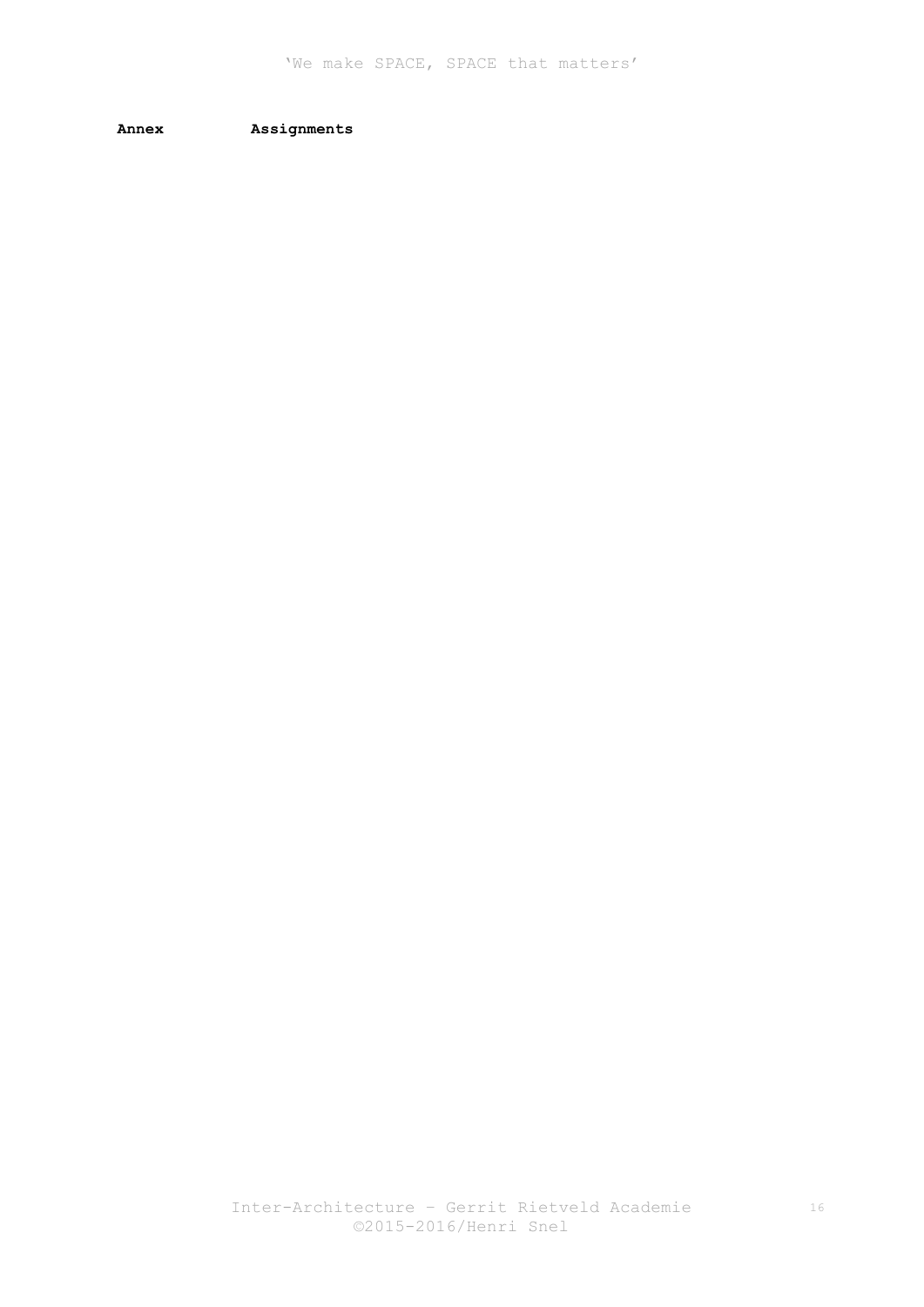**Annex Assignments**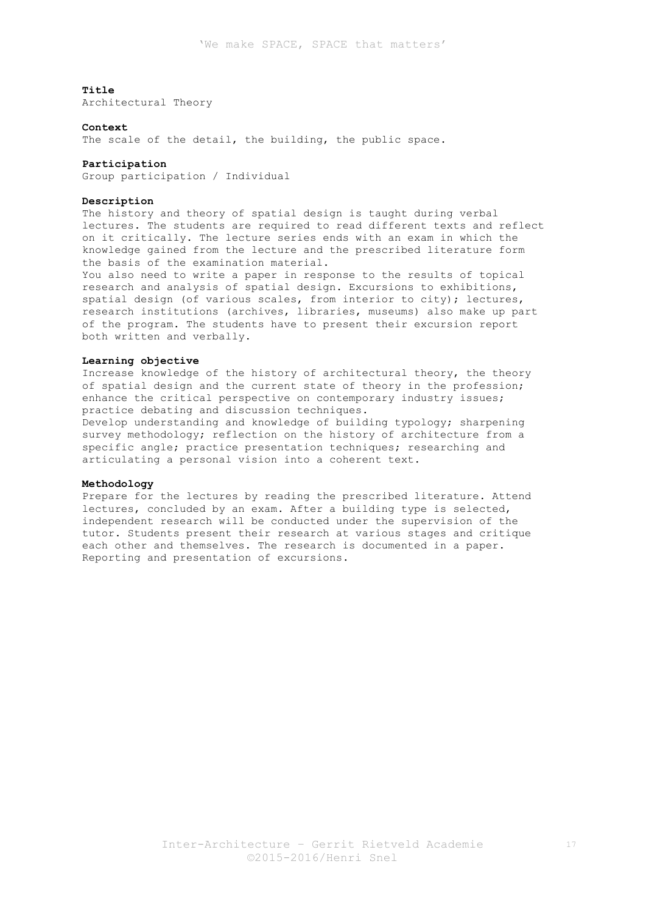**Title**
Architectural Theory

**Context**
The scale of the detail, the building, the public space.

**Participation**
Group participation / Individual

**Description**
The history and theory of spatial design is taught during verbal lectures. The students are required to read different texts and reflect on it critically. The lecture series ends with an exam in which the knowledge gained from the lecture and the prescribed literature form the basis of the examination material.
You also need to write a paper in response to the results of topical research and analysis of spatial design. Excursions to exhibitions, spatial design (of various scales, from interior to city); lectures, research institutions (archives, libraries, museums) also make up part of the program. The students have to present their excursion report both written and verbally.

**Learning objective**
Increase knowledge of the history of architectural theory, the theory of spatial design and the current state of theory in the profession; enhance the critical perspective on contemporary industry issues; practice debating and discussion techniques.
Develop understanding and knowledge of building typology; sharpening survey methodology; reflection on the history of architecture from a specific angle; practice presentation techniques; researching and articulating a personal vision into a coherent text.

**Methodology**
Prepare for the lectures by reading the prescribed literature. Attend lectures, concluded by an exam. After a building type is selected, independent research will be conducted under the supervision of the tutor. Students present their research at various stages and critique each other and themselves. The research is documented in a paper. Reporting and presentation of excursions.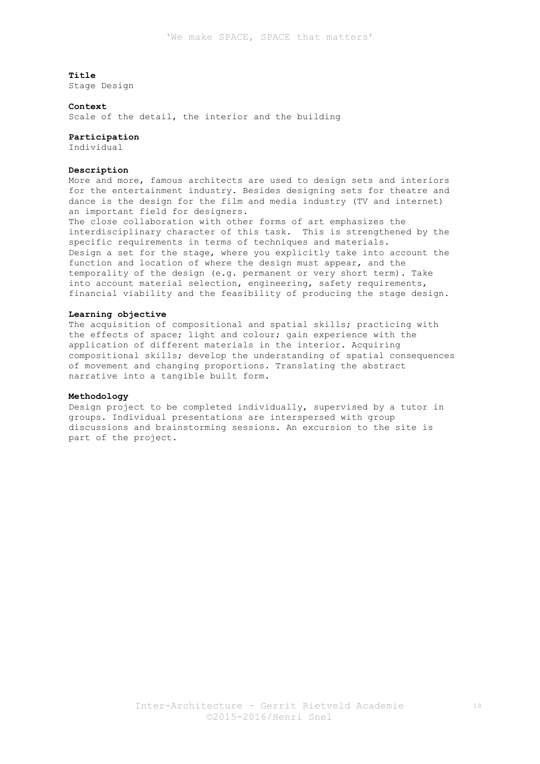**Title**
Stage Design

**Context**
Scale of the detail, the interior and the building

**Participation**
Individual

**Description**
More and more, famous architects are used to design sets and interiors for the entertainment industry. Besides designing sets for theatre and dance is the design for the film and media industry (TV and internet) an important field for designers.
The close collaboration with other forms of art emphasizes the interdisciplinary character of this task. This is strengthened by the specific requirements in terms of techniques and materials.
Design a set for the stage, where you explicitly take into account the function and location of where the design must appear, and the temporality of the design (e.g. permanent or very short term). Take into account material selection, engineering, safety requirements, financial viability and the feasibility of producing the stage design.

**Learning objective**
The acquisition of compositional and spatial skills; practicing with the effects of space; light and colour; gain experience with the application of different materials in the interior. Acquiring compositional skills; develop the understanding of spatial consequences of movement and changing proportions. Translating the abstract narrative into a tangible built form.

**Methodology**
Design project to be completed individually, supervised by a tutor in groups. Individual presentations are interspersed with group discussions and brainstorming sessions. An excursion to the site is part of the project.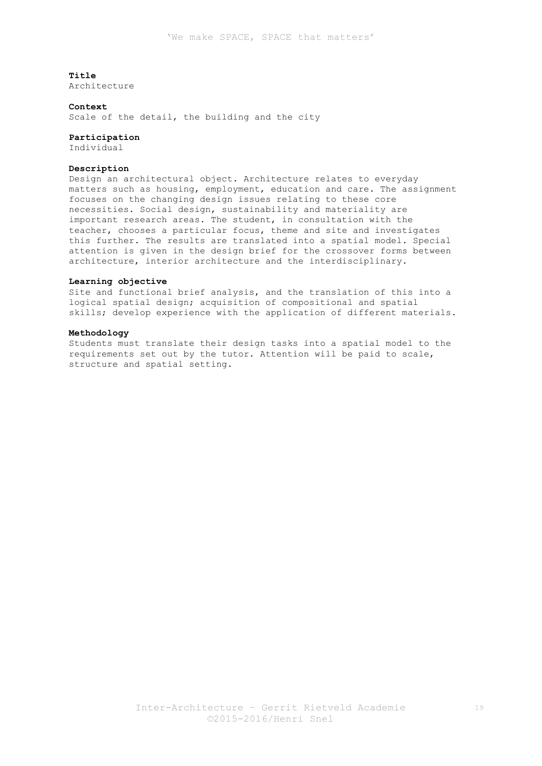**Title**
Architecture

**Context**
Scale of the detail, the building and the city

**Participation**
Individual

**Description**
Design an architectural object. Architecture relates to everyday matters such as housing, employment, education and care. The assignment focuses on the changing design issues relating to these core necessities. Social design, sustainability and materiality are important research areas. The student, in consultation with the teacher, chooses a particular focus, theme and site and investigates this further. The results are translated into a spatial model. Special attention is given in the design brief for the crossover forms between architecture, interior architecture and the interdisciplinary.

**Learning objective**
Site and functional brief analysis, and the translation of this into a logical spatial design; acquisition of compositional and spatial skills; develop experience with the application of different materials.

**Methodology**
Students must translate their design tasks into a spatial model to the requirements set out by the tutor. Attention will be paid to scale, structure and spatial setting.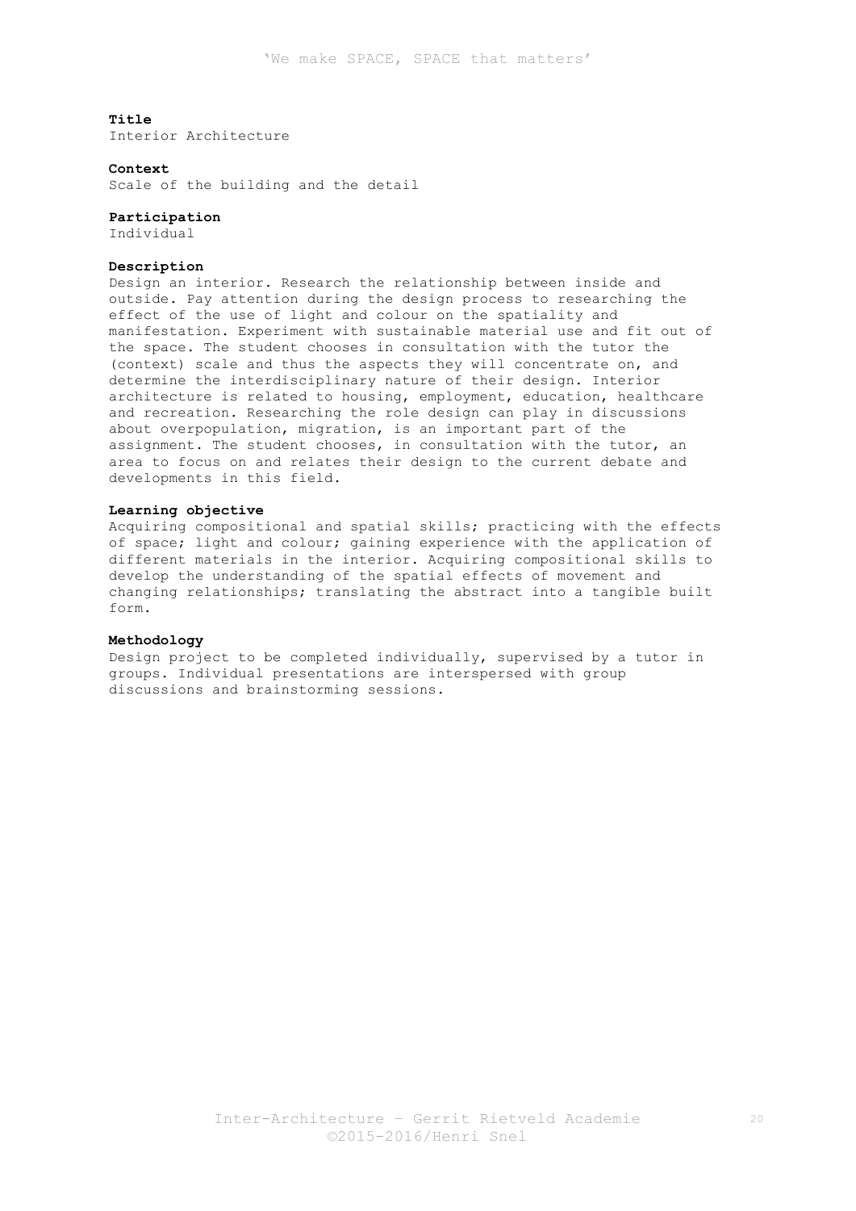**Title**
Interior Architecture

**Context**
Scale of the building and the detail

**Participation**
Individual

**Description**
Design an interior. Research the relationship between inside and outside. Pay attention during the design process to researching the effect of the use of light and colour on the spatiality and manifestation. Experiment with sustainable material use and fit out of the space. The student chooses in consultation with the tutor the (context) scale and thus the aspects they will concentrate on, and determine the interdisciplinary nature of their design. Interior architecture is related to housing, employment, education, healthcare and recreation. Researching the role design can play in discussions about overpopulation, migration, is an important part of the assignment. The student chooses, in consultation with the tutor, an area to focus on and relates their design to the current debate and developments in this field.

**Learning objective**
Acquiring compositional and spatial skills; practicing with the effects of space; light and colour; gaining experience with the application of different materials in the interior. Acquiring compositional skills to develop the understanding of the spatial effects of movement and changing relationships; translating the abstract into a tangible built form.

**Methodology**
Design project to be completed individually, supervised by a tutor in groups. Individual presentations are interspersed with group discussions and brainstorming sessions.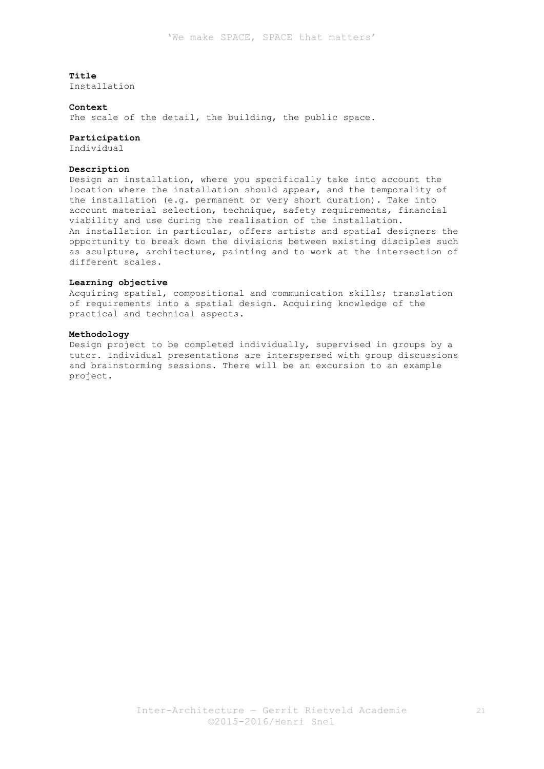**Title**
Installation

**Context**
The scale of the detail, the building, the public space.

**Participation**
Individual

**Description**
Design an installation, where you specifically take into account the location where the installation should appear, and the temporality of the installation (e.g. permanent or very short duration). Take into account material selection, technique, safety requirements, financial viability and use during the realisation of the installation.
An installation in particular, offers artists and spatial designers the opportunity to break down the divisions between existing disciples such as sculpture, architecture, painting and to work at the intersection of different scales.

**Learning objective**
Acquiring spatial, compositional and communication skills; translation of requirements into a spatial design. Acquiring knowledge of the practical and technical aspects.

**Methodology**
Design project to be completed individually, supervised in groups by a tutor. Individual presentations are interspersed with group discussions and brainstorming sessions. There will be an excursion to an example project.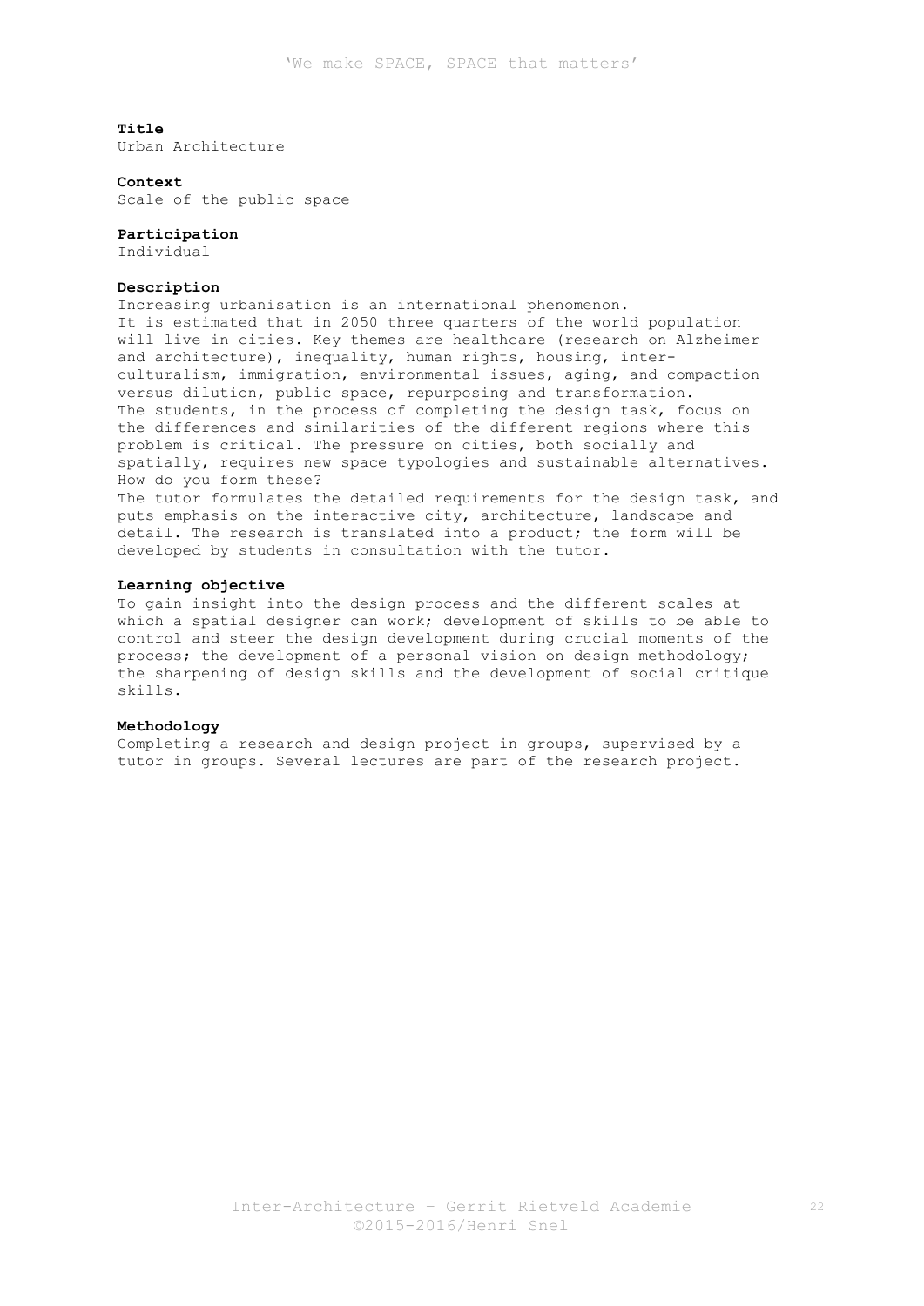**Title**
Urban Architecture

**Context**
Scale of the public space

**Participation**
Individual

**Description**
Increasing urbanisation is an international phenomenon.
It is estimated that in 2050 three quarters of the world population will live in cities. Key themes are healthcare (research on Alzheimer and architecture), inequality, human rights, housing, inter-culturalism, immigration, environmental issues, aging, and compaction versus dilution, public space, repurposing and transformation.
The students, in the process of completing the design task, focus on the differences and similarities of the different regions where this problem is critical. The pressure on cities, both socially and spatially, requires new space typologies and sustainable alternatives. How do you form these?
The tutor formulates the detailed requirements for the design task, and puts emphasis on the interactive city, architecture, landscape and detail. The research is translated into a product; the form will be developed by students in consultation with the tutor.

**Learning objective**
To gain insight into the design process and the different scales at which a spatial designer can work; development of skills to be able to control and steer the design development during crucial moments of the process; the development of a personal vision on design methodology; the sharpening of design skills and the development of social critique skills.

**Methodology**
Completing a research and design project in groups, supervised by a tutor in groups. Several lectures are part of the research project.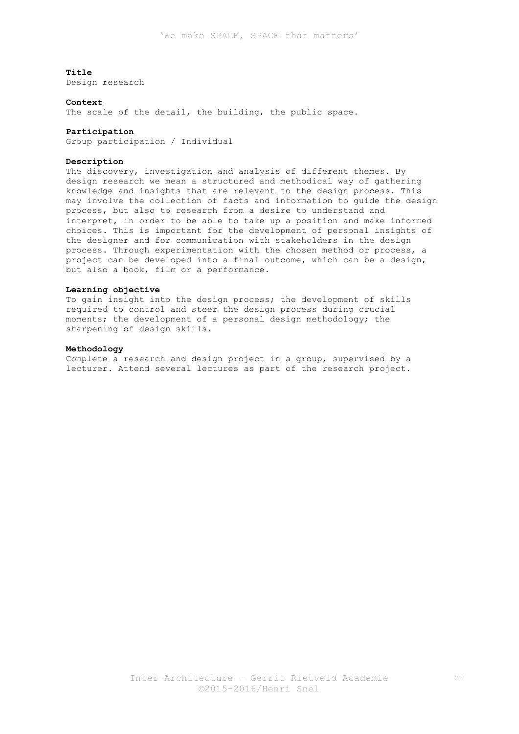**Title**
Design research

**Context**
The scale of the detail, the building, the public space.

**Participation**
Group participation / Individual

**Description**
The discovery, investigation and analysis of different themes. By design research we mean a structured and methodical way of gathering knowledge and insights that are relevant to the design process. This may involve the collection of facts and information to guide the design process, but also to research from a desire to understand and interpret, in order to be able to take up a position and make informed choices. This is important for the development of personal insights of the designer and for communication with stakeholders in the design process. Through experimentation with the chosen method or process, a project can be developed into a final outcome, which can be a design, but also a book, film or a performance.

**Learning objective**
To gain insight into the design process; the development of skills required to control and steer the design process during crucial moments; the development of a personal design methodology; the sharpening of design skills.

**Methodology**
Complete a research and design project in a group, supervised by a lecturer. Attend several lectures as part of the research project.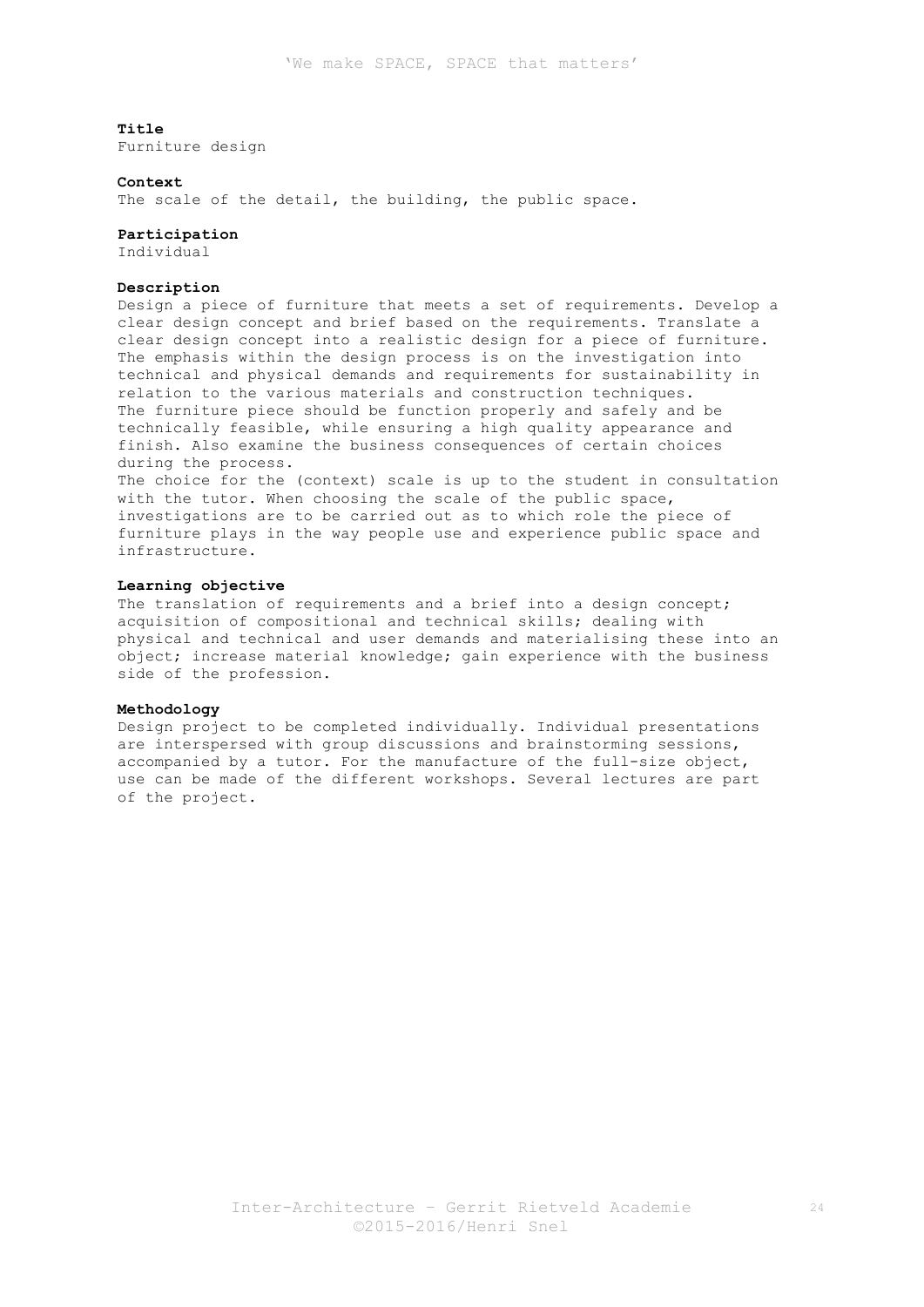**Title**
Furniture design

**Context**
The scale of the detail, the building, the public space.

**Participation**
Individual

**Description**
Design a piece of furniture that meets a set of requirements. Develop a clear design concept and brief based on the requirements. Translate a clear design concept into a realistic design for a piece of furniture. The emphasis within the design process is on the investigation into technical and physical demands and requirements for sustainability in relation to the various materials and construction techniques.
The furniture piece should be function properly and safely and be technically feasible, while ensuring a high quality appearance and finish. Also examine the business consequences of certain choices during the process.
The choice for the (context) scale is up to the student in consultation with the tutor. When choosing the scale of the public space, investigations are to be carried out as to which role the piece of furniture plays in the way people use and experience public space and infrastructure.

**Learning objective**
The translation of requirements and a brief into a design concept; acquisition of compositional and technical skills; dealing with physical and technical and user demands and materialising these into an object; increase material knowledge; gain experience with the business side of the profession.

**Methodology**
Design project to be completed individually. Individual presentations are interspersed with group discussions and brainstorming sessions, accompanied by a tutor. For the manufacture of the full-size object, use can be made of the different workshops. Several lectures are part of the project.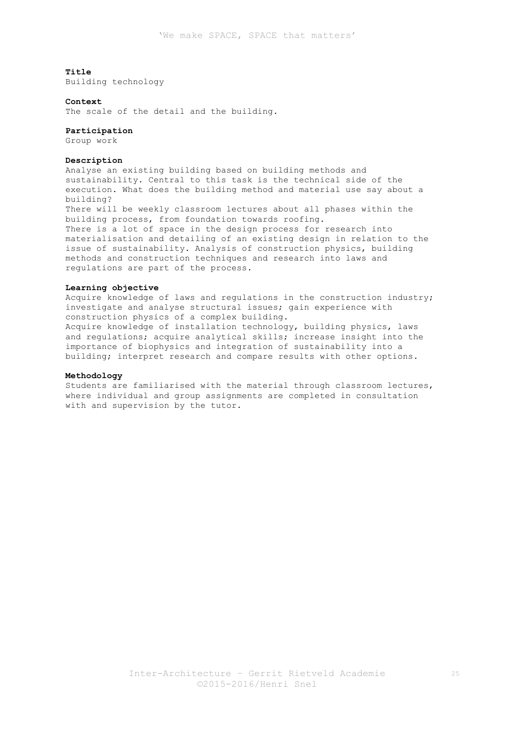**Title**
Building technology

**Context**
The scale of the detail and the building.

**Participation**
Group work

**Description**
Analyse an existing building based on building methods and sustainability. Central to this task is the technical side of the execution. What does the building method and material use say about a building?
There will be weekly classroom lectures about all phases within the building process, from foundation towards roofing.
There is a lot of space in the design process for research into materialisation and detailing of an existing design in relation to the issue of sustainability. Analysis of construction physics, building methods and construction techniques and research into laws and regulations are part of the process.

**Learning objective**
Acquire knowledge of laws and regulations in the construction industry; investigate and analyse structural issues; gain experience with construction physics of a complex building.
Acquire knowledge of installation technology, building physics, laws and regulations; acquire analytical skills; increase insight into the importance of biophysics and integration of sustainability into a building; interpret research and compare results with other options.

**Methodology**
Students are familiarised with the material through classroom lectures, where individual and group assignments are completed in consultation with and supervision by the tutor.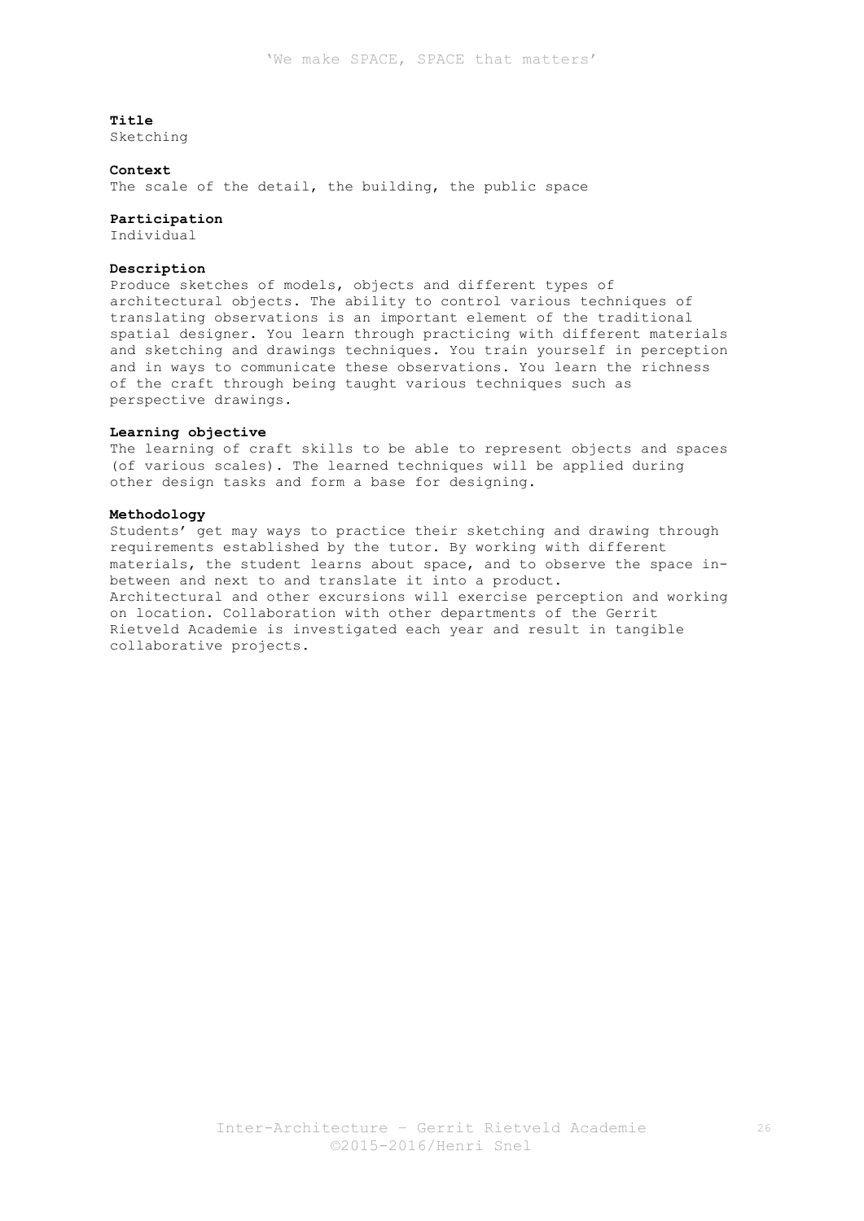**Title**
Sketching

**Context**
The scale of the detail, the building, the public space

**Participation**
Individual

**Description**
Produce sketches of models, objects and different types of architectural objects. The ability to control various techniques of translating observations is an important element of the traditional spatial designer. You learn through practicing with different materials and sketching and drawings techniques. You train yourself in perception and in ways to communicate these observations. You learn the richness of the craft through being taught various techniques such as perspective drawings.

**Learning objective**
The learning of craft skills to be able to represent objects and spaces (of various scales). The learned techniques will be applied during other design tasks and form a base for designing.

**Methodology**
Students' get may ways to practice their sketching and drawing through requirements established by the tutor. By working with different materials, the student learns about space, and to observe the space in-between and next to and translate it into a product.
Architectural and other excursions will exercise perception and working on location. Collaboration with other departments of the Gerrit Rietveld Academie is investigated each year and result in tangible collaborative projects.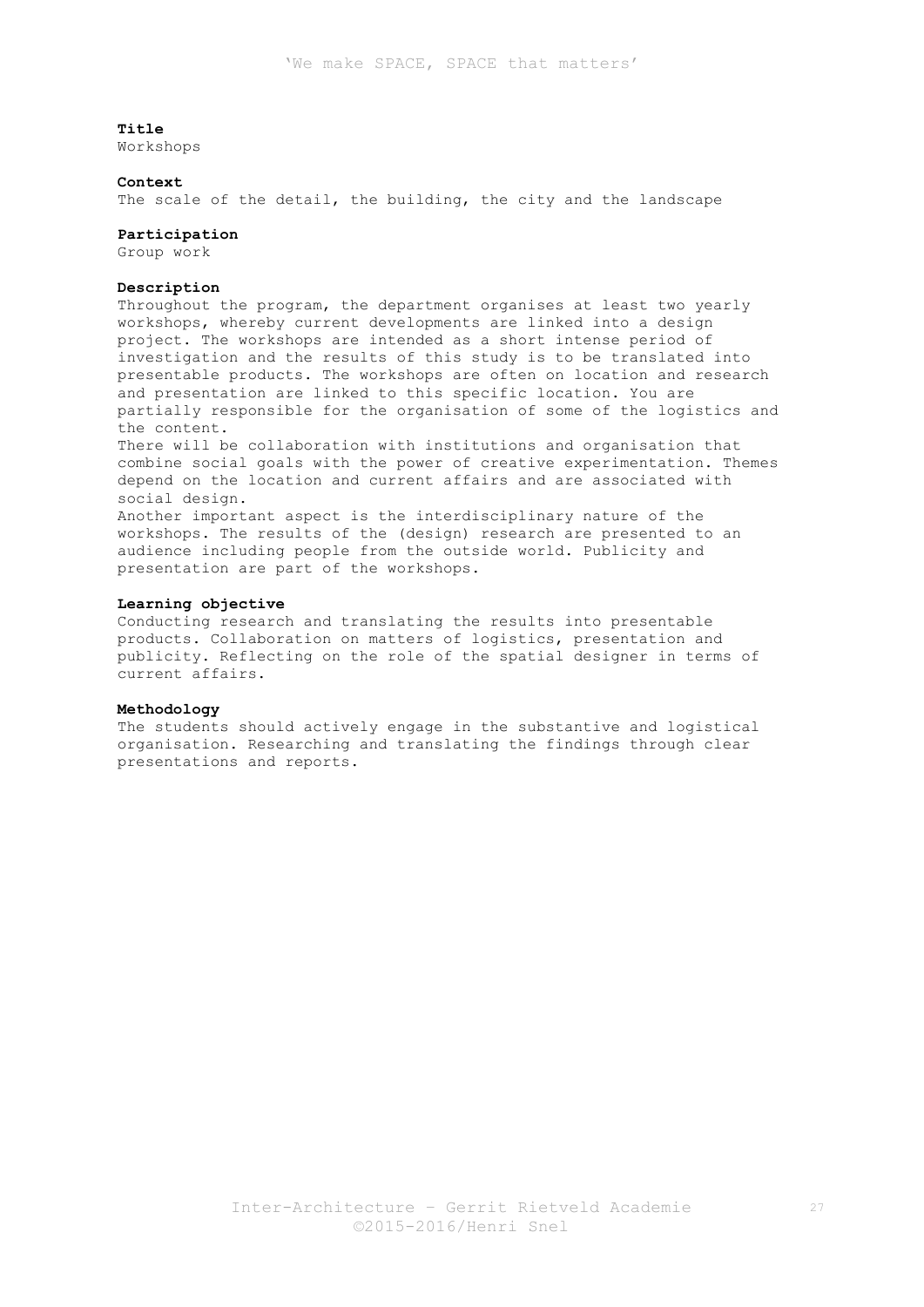**Title**
Workshops

**Context**
The scale of the detail, the building, the city and the landscape

**Participation**
Group work

**Description**
Throughout the program, the department organises at least two yearly workshops, whereby current developments are linked into a design project. The workshops are intended as a short intense period of investigation and the results of this study is to be translated into presentable products. The workshops are often on location and research and presentation are linked to this specific location. You are partially responsible for the organisation of some of the logistics and the content.
There will be collaboration with institutions and organisation that combine social goals with the power of creative experimentation. Themes depend on the location and current affairs and are associated with social design.
Another important aspect is the interdisciplinary nature of the workshops. The results of the (design) research are presented to an audience including people from the outside world. Publicity and presentation are part of the workshops.

**Learning objective**
Conducting research and translating the results into presentable products. Collaboration on matters of logistics, presentation and publicity. Reflecting on the role of the spatial designer in terms of current affairs.

**Methodology**
The students should actively engage in the substantive and logistical organisation. Researching and translating the findings through clear presentations and reports.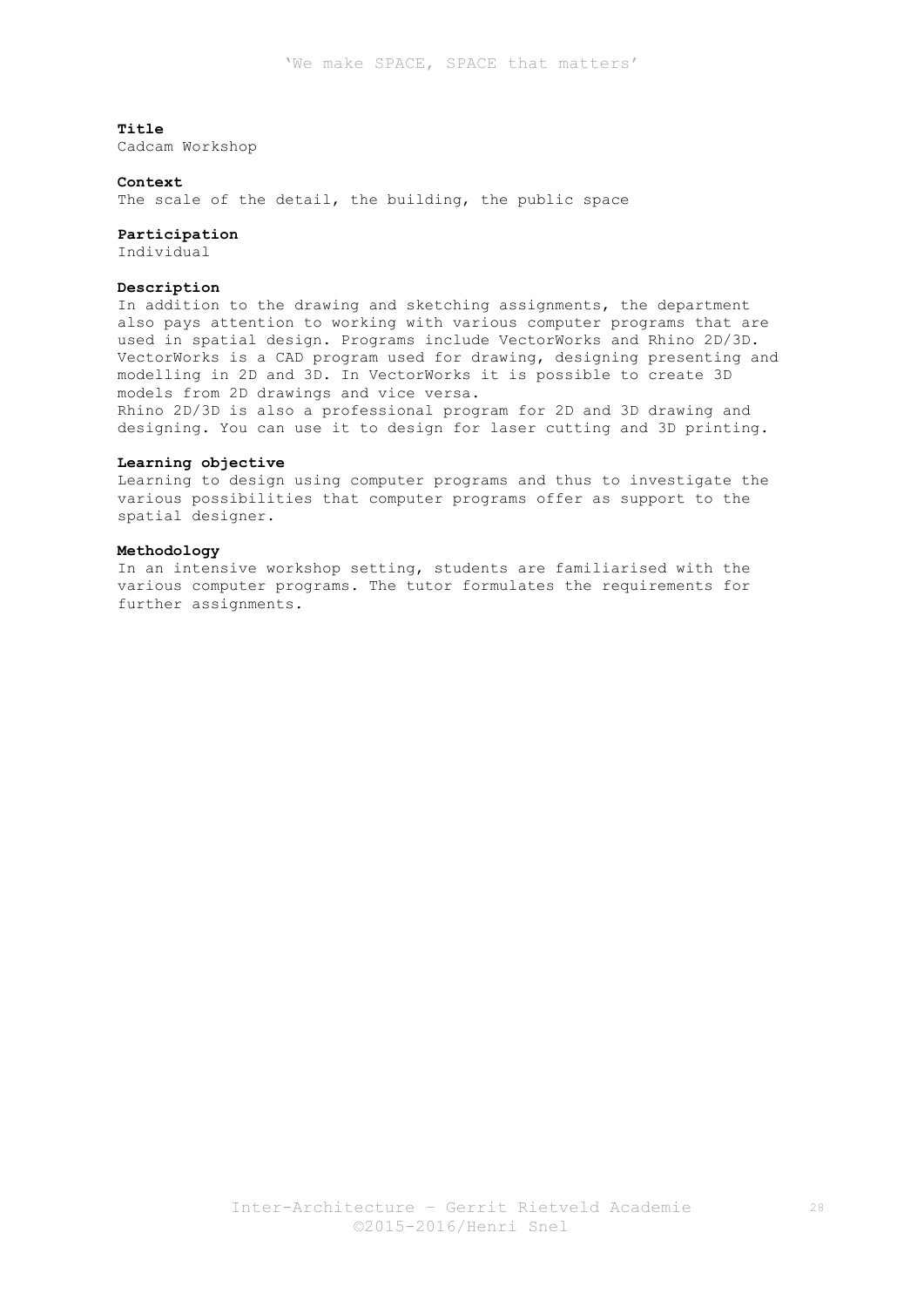**Title**
Cadcam Workshop

**Context**
The scale of the detail, the building, the public space

**Participation**
Individual

**Description**
In addition to the drawing and sketching assignments, the department also pays attention to working with various computer programs that are used in spatial design. Programs include VectorWorks and Rhino 2D/3D. VectorWorks is a CAD program used for drawing, designing presenting and modelling in 2D and 3D. In VectorWorks it is possible to create 3D models from 2D drawings and vice versa.
Rhino 2D/3D is also a professional program for 2D and 3D drawing and designing. You can use it to design for laser cutting and 3D printing.

**Learning objective**
Learning to design using computer programs and thus to investigate the various possibilities that computer programs offer as support to the spatial designer.

**Methodology**
In an intensive workshop setting, students are familiarised with the various computer programs. The tutor formulates the requirements for further assignments.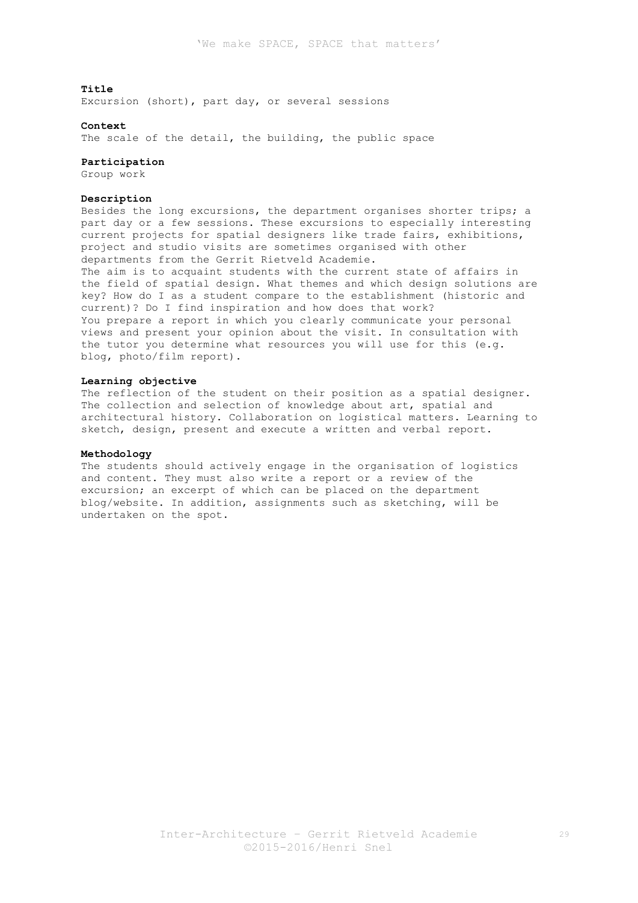**Title**
Excursion (short), part day, or several sessions

**Context**
The scale of the detail, the building, the public space

**Participation**
Group work

**Description**
Besides the long excursions, the department organises shorter trips; a part day or a few sessions. These excursions to especially interesting current projects for spatial designers like trade fairs, exhibitions, project and studio visits are sometimes organised with other departments from the Gerrit Rietveld Academie.
The aim is to acquaint students with the current state of affairs in the field of spatial design. What themes and which design solutions are key? How do I as a student compare to the establishment (historic and current)? Do I find inspiration and how does that work?
You prepare a report in which you clearly communicate your personal views and present your opinion about the visit. In consultation with the tutor you determine what resources you will use for this (e.g. blog, photo/film report).

**Learning objective**
The reflection of the student on their position as a spatial designer. The collection and selection of knowledge about art, spatial and architectural history. Collaboration on logistical matters. Learning to sketch, design, present and execute a written and verbal report.

**Methodology**
The students should actively engage in the organisation of logistics and content. They must also write a report or a review of the excursion; an excerpt of which can be placed on the department blog/website. In addition, assignments such as sketching, will be undertaken on the spot.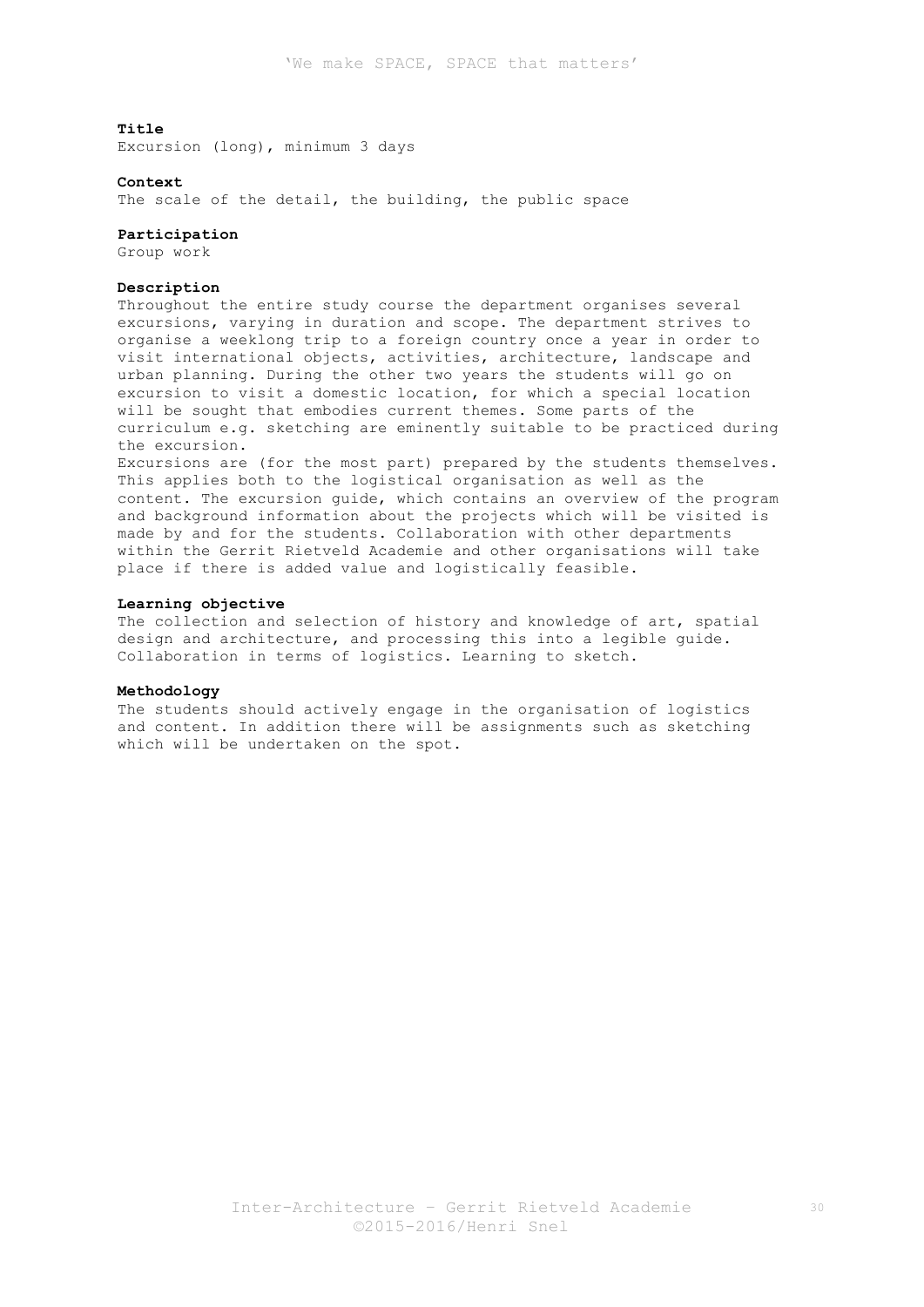**Title**
Excursion (long), minimum 3 days

**Context**
The scale of the detail, the building, the public space

**Participation**
Group work

**Description**
Throughout the entire study course the department organises several excursions, varying in duration and scope. The department strives to organise a weeklong trip to a foreign country once a year in order to visit international objects, activities, architecture, landscape and urban planning. During the other two years the students will go on excursion to visit a domestic location, for which a special location will be sought that embodies current themes. Some parts of the curriculum e.g. sketching are eminently suitable to be practiced during the excursion.
Excursions are (for the most part) prepared by the students themselves. This applies both to the logistical organisation as well as the content. The excursion guide, which contains an overview of the program and background information about the projects which will be visited is made by and for the students. Collaboration with other departments within the Gerrit Rietveld Academie and other organisations will take place if there is added value and logistically feasible.

**Learning objective**
The collection and selection of history and knowledge of art, spatial design and architecture, and processing this into a legible guide. Collaboration in terms of logistics. Learning to sketch.

**Methodology**
The students should actively engage in the organisation of logistics and content. In addition there will be assignments such as sketching which will be undertaken on the spot.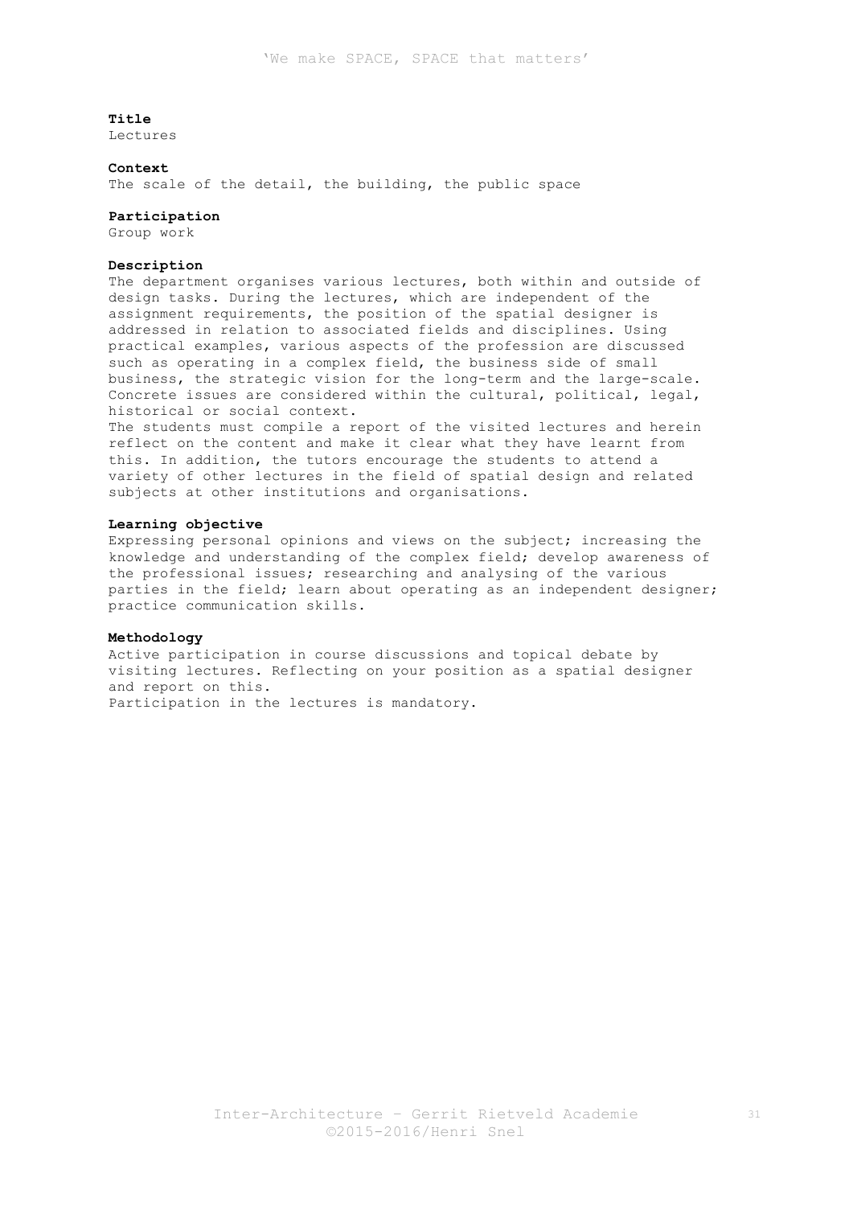**Title**
Lectures

**Context**
The scale of the detail, the building, the public space

**Participation**
Group work

**Description**
The department organises various lectures, both within and outside of design tasks. During the lectures, which are independent of the assignment requirements, the position of the spatial designer is addressed in relation to associated fields and disciplines. Using practical examples, various aspects of the profession are discussed such as operating in a complex field, the business side of small business, the strategic vision for the long-term and the large-scale. Concrete issues are considered within the cultural, political, legal, historical or social context.
The students must compile a report of the visited lectures and herein reflect on the content and make it clear what they have learnt from this. In addition, the tutors encourage the students to attend a variety of other lectures in the field of spatial design and related subjects at other institutions and organisations.

**Learning objective**
Expressing personal opinions and views on the subject; increasing the knowledge and understanding of the complex field; develop awareness of the professional issues; researching and analysing of the various parties in the field; learn about operating as an independent designer; practice communication skills.

**Methodology**
Active participation in course discussions and topical debate by visiting lectures. Reflecting on your position as a spatial designer and report on this.
Participation in the lectures is mandatory.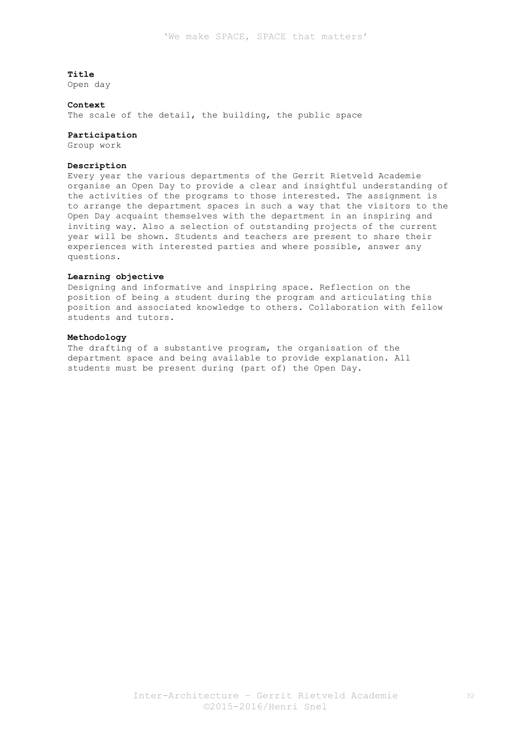**Title**
Open day

**Context**
The scale of the detail, the building, the public space

**Participation**
Group work

**Description**
Every year the various departments of the Gerrit Rietveld Academie organise an Open Day to provide a clear and insightful understanding of the activities of the programs to those interested. The assignment is to arrange the department spaces in such a way that the visitors to the Open Day acquaint themselves with the department in an inspiring and inviting way. Also a selection of outstanding projects of the current year will be shown. Students and teachers are present to share their experiences with interested parties and where possible, answer any questions.

**Learning objective**
Designing and informative and inspiring space. Reflection on the position of being a student during the program and articulating this position and associated knowledge to others. Collaboration with fellow students and tutors.

**Methodology**
The drafting of a substantive program, the organisation of the department space and being available to provide explanation. All students must be present during (part of) the Open Day.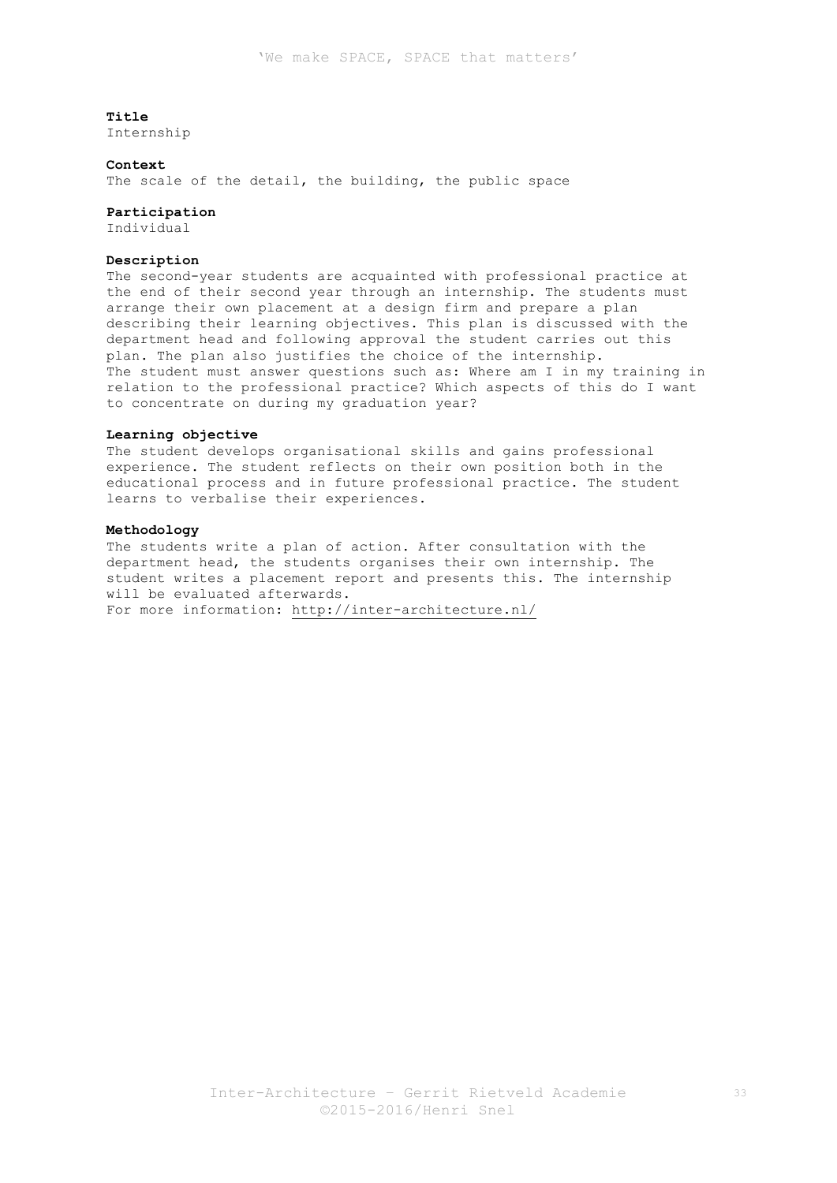**Title**
Internship

**Context**
The scale of the detail, the building, the public space

**Participation**
Individual

**Description**
The second-year students are acquainted with professional practice at the end of their second year through an internship. The students must arrange their own placement at a design firm and prepare a plan describing their learning objectives. This plan is discussed with the department head and following approval the student carries out this plan. The plan also justifies the choice of the internship.
The student must answer questions such as: Where am I in my training in relation to the professional practice? Which aspects of this do I want to concentrate on during my graduation year?

**Learning objective**
The student develops organisational skills and gains professional experience. The student reflects on their own position both in the educational process and in future professional practice. The student learns to verbalise their experiences.

**Methodology**
The students write a plan of action. After consultation with the department head, the students organises their own internship. The student writes a placement report and presents this. The internship will be evaluated afterwards.
For more information: http://inter-architecture.nl/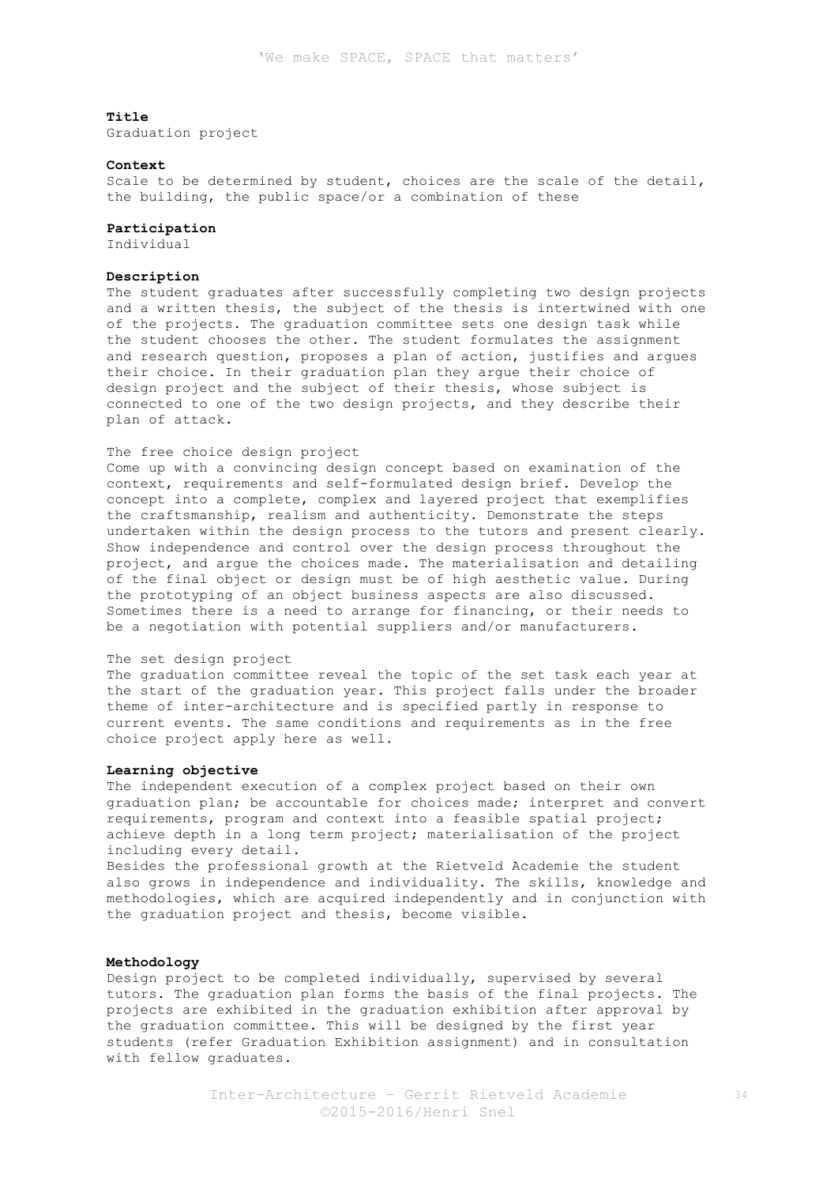**Title**
Graduation project

**Context**
Scale to be determined by student, choices are the scale of the detail, the building, the public space/or a combination of these

**Participation**
Individual

**Description**
The student graduates after successfully completing two design projects and a written thesis, the subject of the thesis is intertwined with one of the projects. The graduation committee sets one design task while the student chooses the other. The student formulates the assignment and research question, proposes a plan of action, justifies and argues their choice. In their graduation plan they argue their choice of design project and the subject of their thesis, whose subject is connected to one of the two design projects, and they describe their plan of attack.

The free choice design project
Come up with a convincing design concept based on examination of the context, requirements and self-formulated design brief. Develop the concept into a complete, complex and layered project that exemplifies the craftsmanship, realism and authenticity. Demonstrate the steps undertaken within the design process to the tutors and present clearly. Show independence and control over the design process throughout the project, and argue the choices made. The materialisation and detailing of the final object or design must be of high aesthetic value. During the prototyping of an object business aspects are also discussed. Sometimes there is a need to arrange for financing, or their needs to be a negotiation with potential suppliers and/or manufacturers.

The set design project
The graduation committee reveal the topic of the set task each year at the start of the graduation year. This project falls under the broader theme of inter-architecture and is specified partly in response to current events. The same conditions and requirements as in the free choice project apply here as well.

**Learning objective**
The independent execution of a complex project based on their own graduation plan; be accountable for choices made; interpret and convert requirements, program and context into a feasible spatial project; achieve depth in a long term project; materialisation of the project including every detail.
Besides the professional growth at the Rietveld Academie the student also grows in independence and individuality. The skills, knowledge and methodologies, which are acquired independently and in conjunction with the graduation project and thesis, become visible.

**Methodology**
Design project to be completed individually, supervised by several tutors. The graduation plan forms the basis of the final projects. The projects are exhibited in the graduation exhibition after approval by the graduation committee. This will be designed by the first year students (refer Graduation Exhibition assignment) and in consultation with fellow graduates.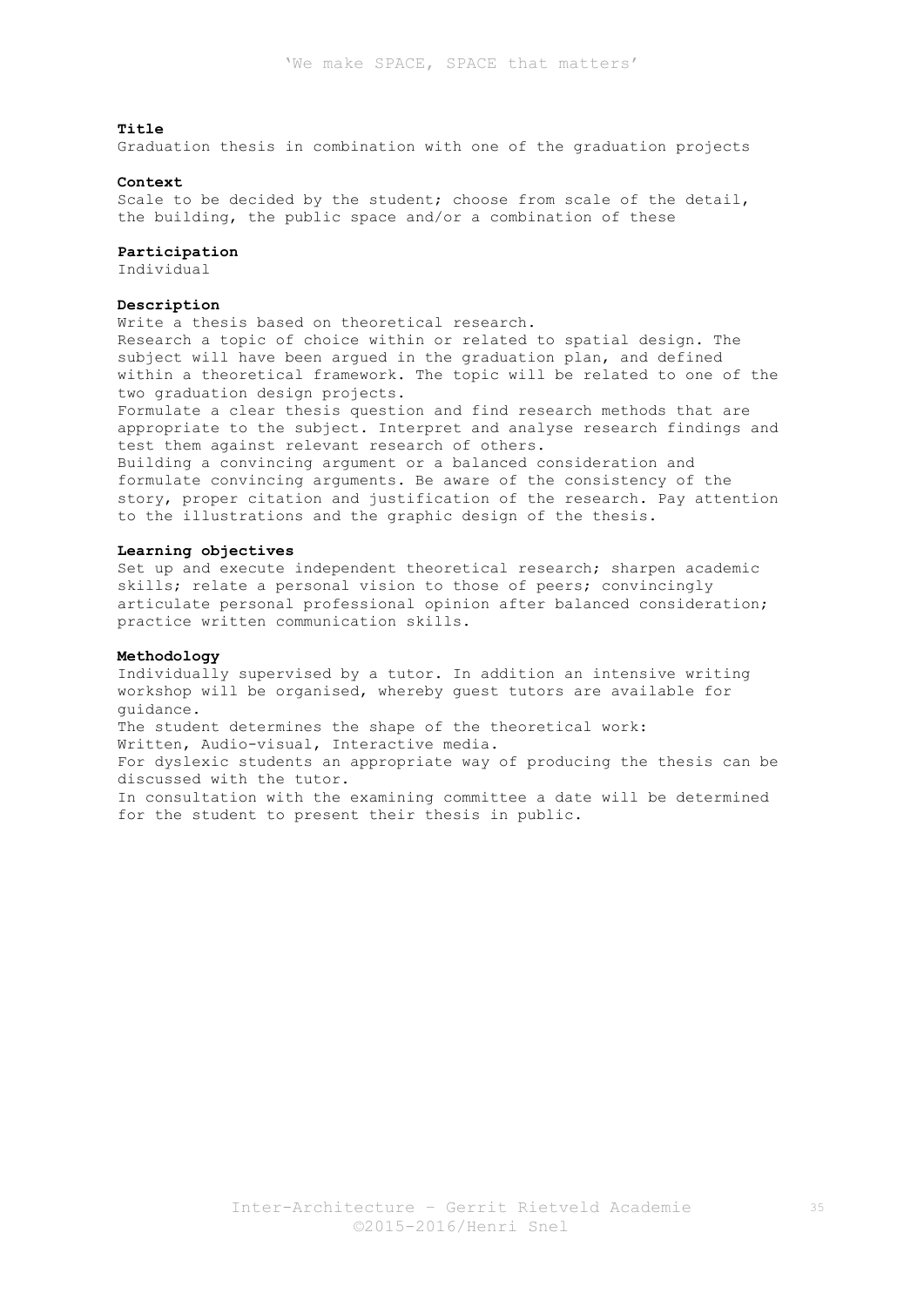**Title**
Graduation thesis in combination with one of the graduation projects

**Context**
Scale to be decided by the student; choose from scale of the detail, the building, the public space and/or a combination of these

**Participation**
Individual

**Description**
Write a thesis based on theoretical research.
Research a topic of choice within or related to spatial design. The subject will have been argued in the graduation plan, and defined within a theoretical framework. The topic will be related to one of the two graduation design projects.
Formulate a clear thesis question and find research methods that are appropriate to the subject. Interpret and analyse research findings and test them against relevant research of others.
Building a convincing argument or a balanced consideration and formulate convincing arguments. Be aware of the consistency of the story, proper citation and justification of the research. Pay attention to the illustrations and the graphic design of the thesis.

**Learning objectives**
Set up and execute independent theoretical research; sharpen academic skills; relate a personal vision to those of peers; convincingly articulate personal professional opinion after balanced consideration; practice written communication skills.

**Methodology**
Individually supervised by a tutor. In addition an intensive writing workshop will be organised, whereby guest tutors are available for guidance.
The student determines the shape of the theoretical work:
Written, Audio-visual, Interactive media.
For dyslexic students an appropriate way of producing the thesis can be discussed with the tutor.
In consultation with the examining committee a date will be determined for the student to present their thesis in public.